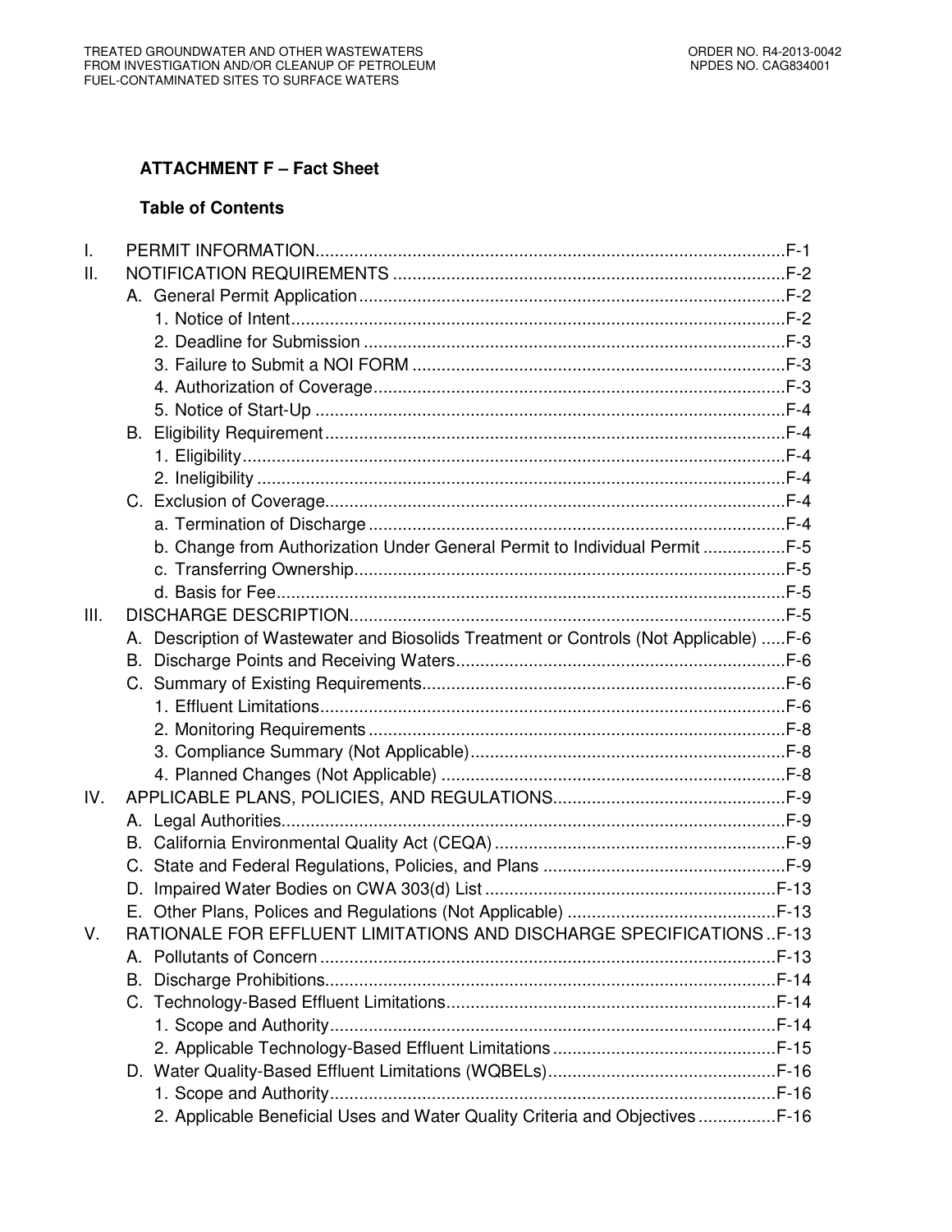## ATTACHMENT F – Fact Sheet

### Table of Contents

I. PERMIT INFORMATION.......................................................................................F-1
II. NOTIFICATION REQUIREMENTS .......................................................................F-2
   A. General Permit Application ..............................................................................F-2
      1. Notice of Intent...........................................................................................F-2
      2. Deadline for Submission ...........................................................................F-3
      3. Failure to Submit a NOI FORM .................................................................F-3
      4. Authorization of Coverage.........................................................................F-3
      5. Notice of Start-Up ......................................................................................F-4
   B. Eligibility Requirement .....................................................................................F-4
      1. Eligibility.....................................................................................................F-4
      2. Ineligibility ..................................................................................................F-4
   C. Exclusion of Coverage.....................................................................................F-4
      a. Termination of Discharge ..........................................................................F-4
      b. Change from Authorization Under General Permit to Individual Permit ..................F-5
      c. Transferring Ownership.............................................................................F-5
      d. Basis for Fee..............................................................................................F-5
III. DISCHARGE DESCRIPTION...............................................................................F-5
   A. Description of Wastewater and Biosolids Treatment or Controls (Not Applicable) .....F-6
   B. Discharge Points and Receiving Waters..........................................................F-6
   C. Summary of Existing Requirements.................................................................F-6
      1. Effluent Limitations.....................................................................................F-6
      2. Monitoring Requirements ..........................................................................F-8
      3. Compliance Summary (Not Applicable).....................................................F-8
      4. Planned Changes (Not Applicable) ............................................................F-8
IV. APPLICABLE PLANS, POLICIES, AND REGULATIONS.....................................F-9
   A. Legal Authorities..............................................................................................F-9
   B. California Environmental Quality Act (CEQA) ..................................................F-9
   C. State and Federal Regulations, Policies, and Plans ........................................F-9
   D. Impaired Water Bodies on CWA 303(d) List ..................................................F-13
   E. Other Plans, Polices and Regulations (Not Applicable) .................................F-13
V. RATIONALE FOR EFFLUENT LIMITATIONS AND DISCHARGE SPECIFICATIONS ..F-13
   A. Pollutants of Concern ....................................................................................F-13
   B. Discharge Prohibitions...................................................................................F-14
   C. Technology-Based Effluent Limitations..........................................................F-14
      1. Scope and Authority.................................................................................F-14
      2. Applicable Technology-Based Effluent Limitations ..................................F-15
   D. Water Quality-Based Effluent Limitations (WQBELs).....................................F-16
      1. Scope and Authority.................................................................................F-16
      2. Applicable Beneficial Uses and Water Quality Criteria and Objectives ................F-16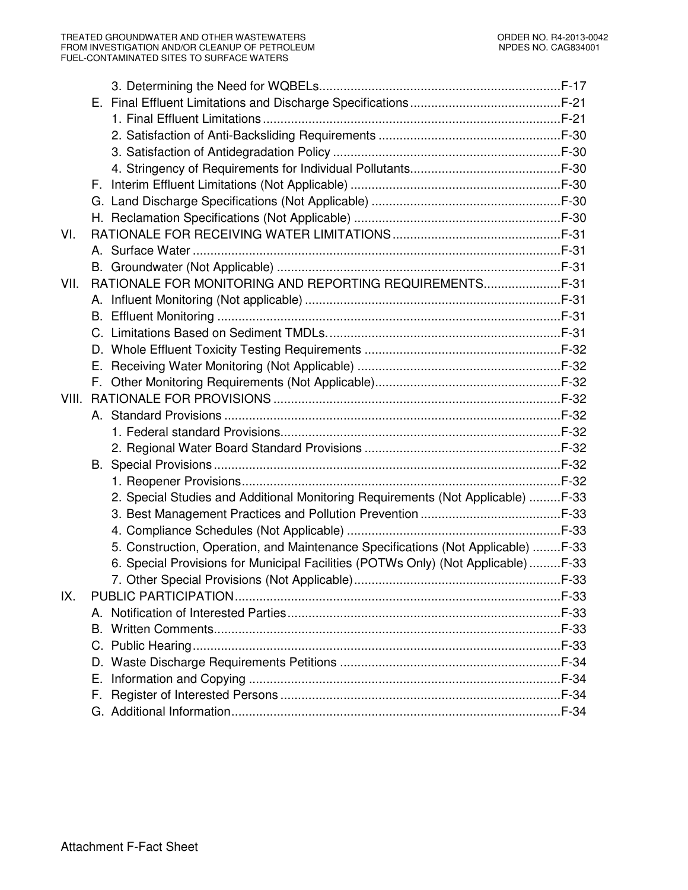3. Determining the Need for WQBELs.....................................................................F-17

E. Final Effluent Limitations and Discharge Specifications...........................................F-21

1. Final Effluent Limitations.....................................................................................F-21

2. Satisfaction of Anti-Backsliding Requirements ....................................................F-30

3. Satisfaction of Antidegradation Policy .................................................................F-30

4. Stringency of Requirements for Individual Pollutants...........................................F-30

F. Interim Effluent Limitations (Not Applicable) ............................................................F-30

G. Land Discharge Specifications (Not Applicable) ......................................................F-30

H. Reclamation Specifications (Not Applicable) ...........................................................F-30

VI. RATIONALE FOR RECEIVING WATER LIMITATIONS................................................F-31

A. Surface Water .........................................................................................................F-31

B. Groundwater (Not Applicable) .................................................................................F-31

VII. RATIONALE FOR MONITORING AND REPORTING REQUIREMENTS......................F-31

A. Influent Monitoring (Not applicable) .........................................................................F-31

B. Effluent Monitoring ..................................................................................................F-31

C. Limitations Based on Sediment TMDLs. ..................................................................F-31

D. Whole Effluent Toxicity Testing Requirements ........................................................F-32

E. Receiving Water Monitoring (Not Applicable) ..........................................................F-32

F. Other Monitoring Requirements (Not Applicable).....................................................F-32

VIII. RATIONALE FOR PROVISIONS .................................................................................F-32

A. Standard Provisions ................................................................................................F-32

1. Federal standard Provisions...............................................................................F-32

2. Regional Water Board Standard Provisions ........................................................F-32

B. Special Provisions ...................................................................................................F-32

1. Reopener Provisions...........................................................................................F-32

2. Special Studies and Additional Monitoring Requirements (Not Applicable) .........F-33

3. Best Management Practices and Pollution Prevention ........................................F-33

4. Compliance Schedules (Not Applicable) .............................................................F-33

5. Construction, Operation, and Maintenance Specifications (Not Applicable) ........F-33

6. Special Provisions for Municipal Facilities (POTWs Only) (Not Applicable) .........F-33

7. Other Special Provisions (Not Applicable)...........................................................F-33

IX. PUBLIC PARTICIPATION.............................................................................................F-33

A. Notification of Interested Parties..............................................................................F-33

B. Written Comments....................................................................................................F-33

C. Public Hearing.........................................................................................................F-33

D. Waste Discharge Requirements Petitions ...............................................................F-34

E. Information and Copying .........................................................................................F-34

F. Register of Interested Persons ................................................................................F-34

G. Additional Information..............................................................................................F-34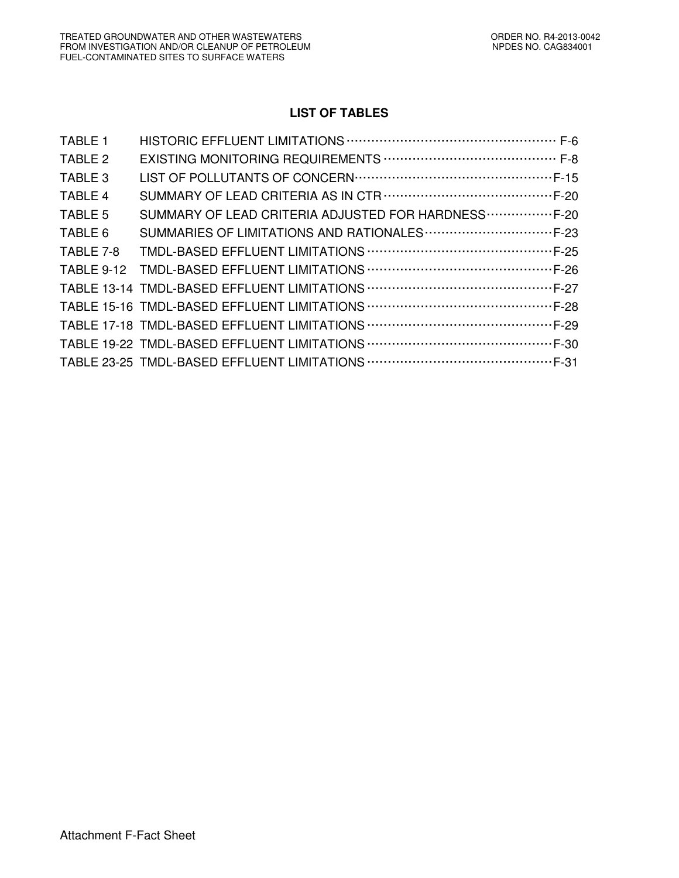## LIST OF TABLES

| | | |
|---|---|---|
| TABLE 1 | HISTORIC EFFLUENT LIMITATIONS | F-6 |
| TABLE 2 | EXISTING MONITORING REQUIREMENTS | F-8 |
| TABLE 3 | LIST OF POLLUTANTS OF CONCERN | F-15 |
| TABLE 4 | SUMMARY OF LEAD CRITERIA AS IN CTR | F-20 |
| TABLE 5 | SUMMARY OF LEAD CRITERIA ADJUSTED FOR HARDNESS | F-20 |
| TABLE 6 | SUMMARIES OF LIMITATIONS AND RATIONALES | F-23 |
| TABLE 7-8 | TMDL-BASED EFFLUENT LIMITATIONS | F-25 |
| TABLE 9-12 | TMDL-BASED EFFLUENT LIMITATIONS | F-26 |
| TABLE 13-14 | TMDL-BASED EFFLUENT LIMITATIONS | F-27 |
| TABLE 15-16 | TMDL-BASED EFFLUENT LIMITATIONS | F-28 |
| TABLE 17-18 | TMDL-BASED EFFLUENT LIMITATIONS | F-29 |
| TABLE 19-22 | TMDL-BASED EFFLUENT LIMITATIONS | F-30 |
| TABLE 23-25 | TMDL-BASED EFFLUENT LIMITATIONS | F-31 |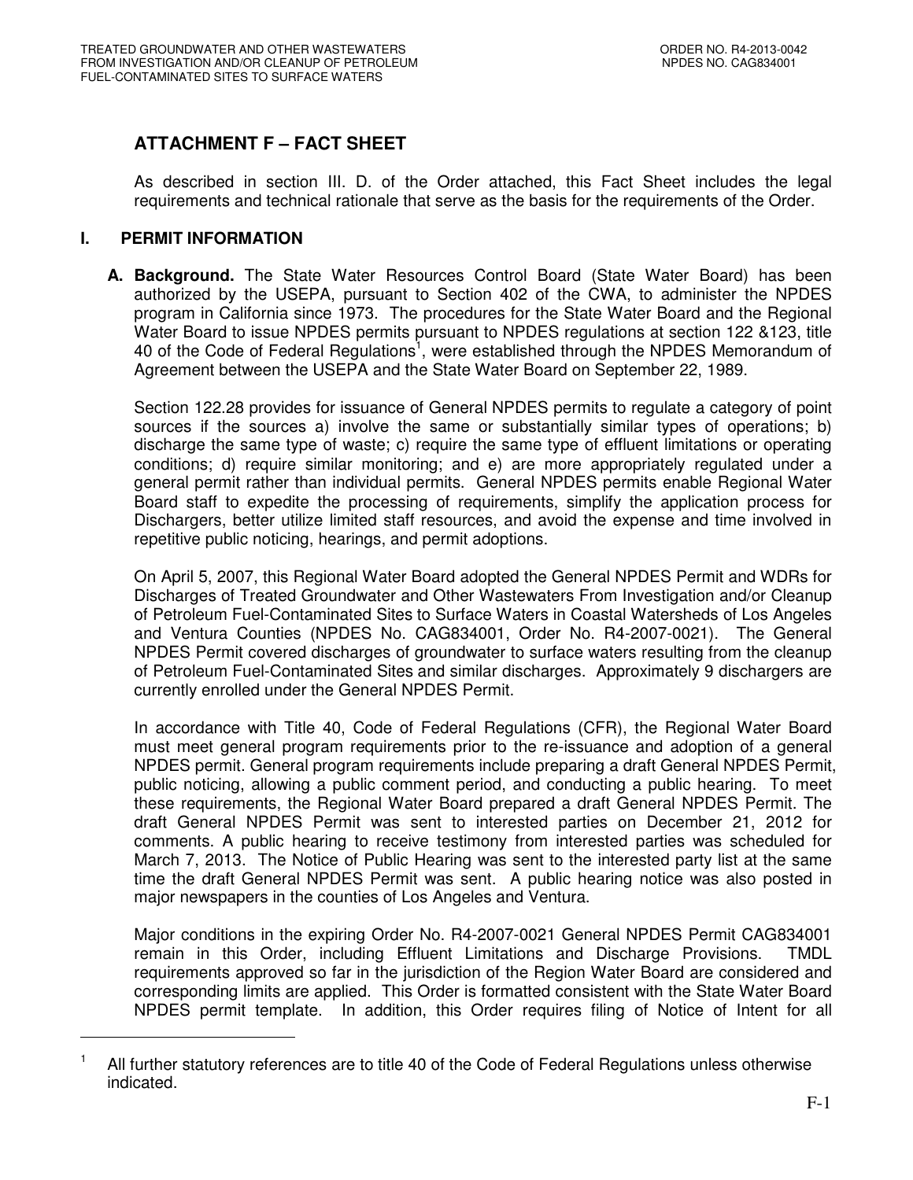# ATTACHMENT F – FACT SHEET

As described in section III. D. of the Order attached, this Fact Sheet includes the legal requirements and technical rationale that serve as the basis for the requirements of the Order.

## I. PERMIT INFORMATION

**A. Background.** The State Water Resources Control Board (State Water Board) has been authorized by the USEPA, pursuant to Section 402 of the CWA, to administer the NPDES program in California since 1973. The procedures for the State Water Board and the Regional Water Board to issue NPDES permits pursuant to NPDES regulations at section 122 &123, title 40 of the Code of Federal Regulations[1], were established through the NPDES Memorandum of Agreement between the USEPA and the State Water Board on September 22, 1989.

Section 122.28 provides for issuance of General NPDES permits to regulate a category of point sources if the sources a) involve the same or substantially similar types of operations; b) discharge the same type of waste; c) require the same type of effluent limitations or operating conditions; d) require similar monitoring; and e) are more appropriately regulated under a general permit rather than individual permits. General NPDES permits enable Regional Water Board staff to expedite the processing of requirements, simplify the application process for Dischargers, better utilize limited staff resources, and avoid the expense and time involved in repetitive public noticing, hearings, and permit adoptions.

On April 5, 2007, this Regional Water Board adopted the General NPDES Permit and WDRs for Discharges of Treated Groundwater and Other Wastewaters From Investigation and/or Cleanup of Petroleum Fuel-Contaminated Sites to Surface Waters in Coastal Watersheds of Los Angeles and Ventura Counties (NPDES No. CAG834001, Order No. R4-2007-0021). The General NPDES Permit covered discharges of groundwater to surface waters resulting from the cleanup of Petroleum Fuel-Contaminated Sites and similar discharges. Approximately 9 dischargers are currently enrolled under the General NPDES Permit.

In accordance with Title 40, Code of Federal Regulations (CFR), the Regional Water Board must meet general program requirements prior to the re-issuance and adoption of a general NPDES permit. General program requirements include preparing a draft General NPDES Permit, public noticing, allowing a public comment period, and conducting a public hearing. To meet these requirements, the Regional Water Board prepared a draft General NPDES Permit. The draft General NPDES Permit was sent to interested parties on December 21, 2012 for comments. A public hearing to receive testimony from interested parties was scheduled for March 7, 2013. The Notice of Public Hearing was sent to the interested party list at the same time the draft General NPDES Permit was sent. A public hearing notice was also posted in major newspapers in the counties of Los Angeles and Ventura.

Major conditions in the expiring Order No. R4-2007-0021 General NPDES Permit CAG834001 remain in this Order, including Effluent Limitations and Discharge Provisions. TMDL requirements approved so far in the jurisdiction of the Region Water Board are considered and corresponding limits are applied. This Order is formatted consistent with the State Water Board NPDES permit template. In addition, this Order requires filing of Notice of Intent for all

---

[1] All further statutory references are to title 40 of the Code of Federal Regulations unless otherwise indicated.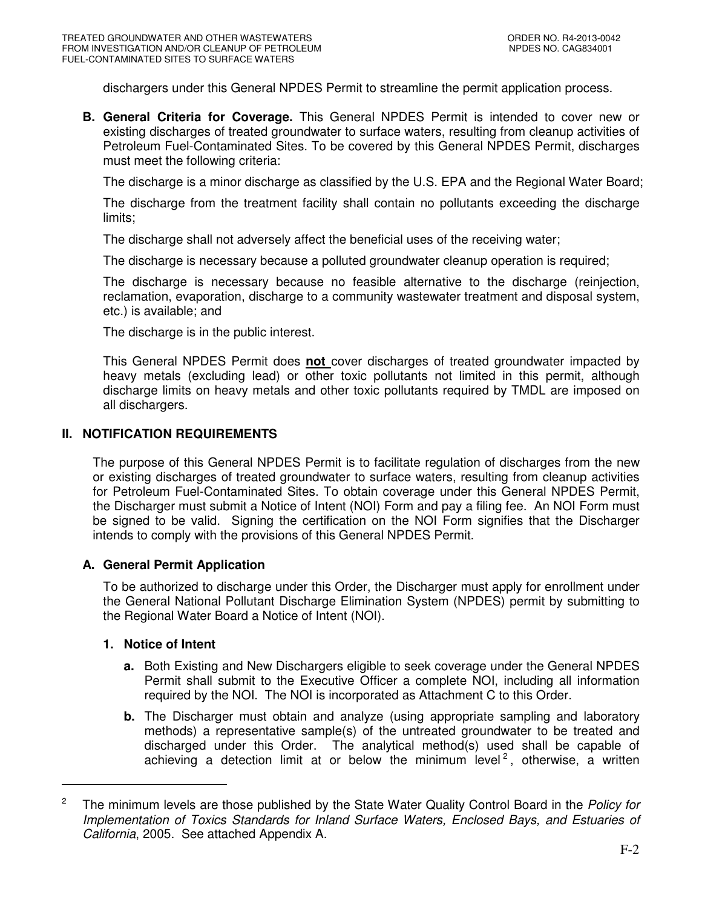dischargers under this General NPDES Permit to streamline the permit application process.

**B. General Criteria for Coverage.** This General NPDES Permit is intended to cover new or existing discharges of treated groundwater to surface waters, resulting from cleanup activities of Petroleum Fuel-Contaminated Sites. To be covered by this General NPDES Permit, discharges must meet the following criteria:

The discharge is a minor discharge as classified by the U.S. EPA and the Regional Water Board;

The discharge from the treatment facility shall contain no pollutants exceeding the discharge limits;

The discharge shall not adversely affect the beneficial uses of the receiving water;

The discharge is necessary because a polluted groundwater cleanup operation is required;

The discharge is necessary because no feasible alternative to the discharge (reinjection, reclamation, evaporation, discharge to a community wastewater treatment and disposal system, etc.) is available; and

The discharge is in the public interest.

This General NPDES Permit does **not** cover discharges of treated groundwater impacted by heavy metals (excluding lead) or other toxic pollutants not limited in this permit, although discharge limits on heavy metals and other toxic pollutants required by TMDL are imposed on all dischargers.

## II. NOTIFICATION REQUIREMENTS

The purpose of this General NPDES Permit is to facilitate regulation of discharges from the new or existing discharges of treated groundwater to surface waters, resulting from cleanup activities for Petroleum Fuel-Contaminated Sites. To obtain coverage under this General NPDES Permit, the Discharger must submit a Notice of Intent (NOI) Form and pay a filing fee. An NOI Form must be signed to be valid. Signing the certification on the NOI Form signifies that the Discharger intends to comply with the provisions of this General NPDES Permit.

### A. General Permit Application

To be authorized to discharge under this Order, the Discharger must apply for enrollment under the General National Pollutant Discharge Elimination System (NPDES) permit by submitting to the Regional Water Board a Notice of Intent (NOI).

#### 1. Notice of Intent

**a.** Both Existing and New Dischargers eligible to seek coverage under the General NPDES Permit shall submit to the Executive Officer a complete NOI, including all information required by the NOI. The NOI is incorporated as Attachment C to this Order.

**b.** The Discharger must obtain and analyze (using appropriate sampling and laboratory methods) a representative sample(s) of the untreated groundwater to be treated and discharged under this Order. The analytical method(s) used shall be capable of achieving a detection limit at or below the minimum level[2], otherwise, a written

---

[2] The minimum levels are those published by the State Water Quality Control Board in the *Policy for Implementation of Toxics Standards for Inland Surface Waters, Enclosed Bays, and Estuaries of California*, 2005. See attached Appendix A.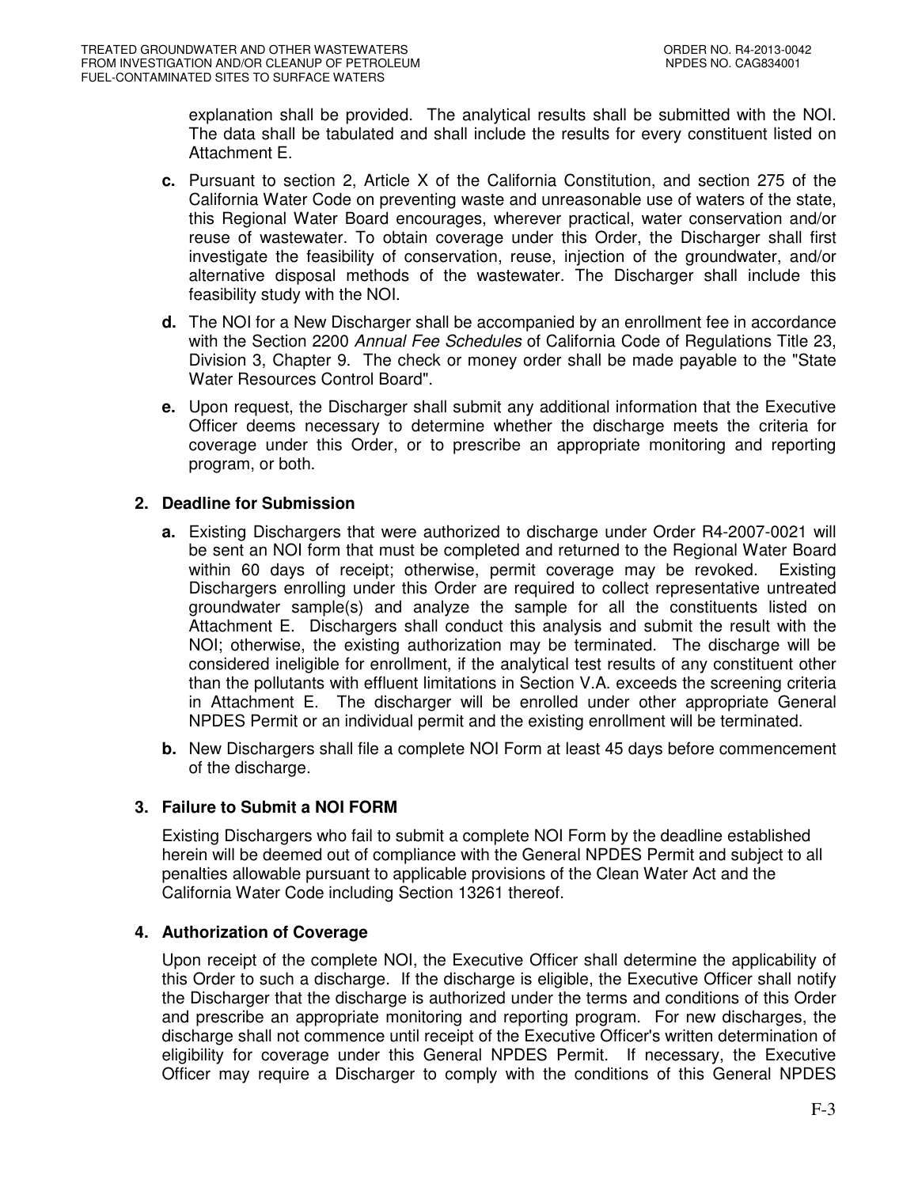explanation shall be provided. The analytical results shall be submitted with the NOI. The data shall be tabulated and shall include the results for every constituent listed on Attachment E.

**c.** Pursuant to section 2, Article X of the California Constitution, and section 275 of the California Water Code on preventing waste and unreasonable use of waters of the state, this Regional Water Board encourages, wherever practical, water conservation and/or reuse of wastewater. To obtain coverage under this Order, the Discharger shall first investigate the feasibility of conservation, reuse, injection of the groundwater, and/or alternative disposal methods of the wastewater. The Discharger shall include this feasibility study with the NOI.

**d.** The NOI for a New Discharger shall be accompanied by an enrollment fee in accordance with the Section 2200 *Annual Fee Schedules* of California Code of Regulations Title 23, Division 3, Chapter 9. The check or money order shall be made payable to the "State Water Resources Control Board".

**e.** Upon request, the Discharger shall submit any additional information that the Executive Officer deems necessary to determine whether the discharge meets the criteria for coverage under this Order, or to prescribe an appropriate monitoring and reporting program, or both.

### 2. Deadline for Submission

**a.** Existing Dischargers that were authorized to discharge under Order R4-2007-0021 will be sent an NOI form that must be completed and returned to the Regional Water Board within 60 days of receipt; otherwise, permit coverage may be revoked. Existing Dischargers enrolling under this Order are required to collect representative untreated groundwater sample(s) and analyze the sample for all the constituents listed on Attachment E. Dischargers shall conduct this analysis and submit the result with the NOI; otherwise, the existing authorization may be terminated. The discharge will be considered ineligible for enrollment, if the analytical test results of any constituent other than the pollutants with effluent limitations in Section V.A. exceeds the screening criteria in Attachment E. The discharger will be enrolled under other appropriate General NPDES Permit or an individual permit and the existing enrollment will be terminated.

**b.** New Dischargers shall file a complete NOI Form at least 45 days before commencement of the discharge.

### 3. Failure to Submit a NOI FORM

Existing Dischargers who fail to submit a complete NOI Form by the deadline established herein will be deemed out of compliance with the General NPDES Permit and subject to all penalties allowable pursuant to applicable provisions of the Clean Water Act and the California Water Code including Section 13261 thereof.

### 4. Authorization of Coverage

Upon receipt of the complete NOI, the Executive Officer shall determine the applicability of this Order to such a discharge. If the discharge is eligible, the Executive Officer shall notify the Discharger that the discharge is authorized under the terms and conditions of this Order and prescribe an appropriate monitoring and reporting program. For new discharges, the discharge shall not commence until receipt of the Executive Officer's written determination of eligibility for coverage under this General NPDES Permit. If necessary, the Executive Officer may require a Discharger to comply with the conditions of this General NPDES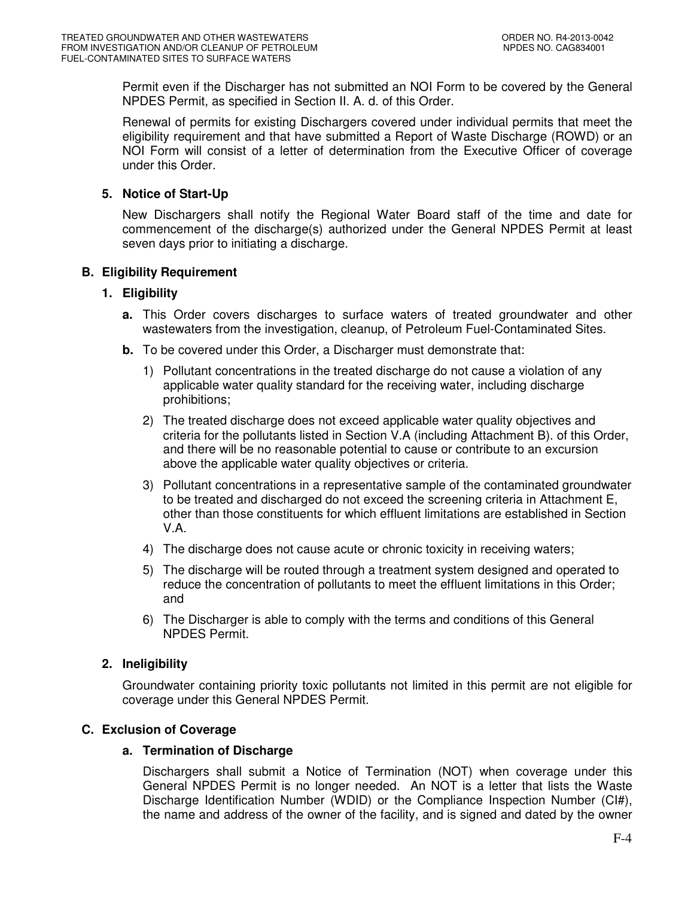Permit even if the Discharger has not submitted an NOI Form to be covered by the General NPDES Permit, as specified in Section II. A. d. of this Order.

Renewal of permits for existing Dischargers covered under individual permits that meet the eligibility requirement and that have submitted a Report of Waste Discharge (ROWD) or an NOI Form will consist of a letter of determination from the Executive Officer of coverage under this Order.

### 5. Notice of Start-Up

New Dischargers shall notify the Regional Water Board staff of the time and date for commencement of the discharge(s) authorized under the General NPDES Permit at least seven days prior to initiating a discharge.

## B. Eligibility Requirement

### 1. Eligibility

**a.** This Order covers discharges to surface waters of treated groundwater and other wastewaters from the investigation, cleanup, of Petroleum Fuel-Contaminated Sites.

**b.** To be covered under this Order, a Discharger must demonstrate that:

1) Pollutant concentrations in the treated discharge do not cause a violation of any applicable water quality standard for the receiving water, including discharge prohibitions;
2) The treated discharge does not exceed applicable water quality objectives and criteria for the pollutants listed in Section V.A (including Attachment B). of this Order, and there will be no reasonable potential to cause or contribute to an excursion above the applicable water quality objectives or criteria.
3) Pollutant concentrations in a representative sample of the contaminated groundwater to be treated and discharged do not exceed the screening criteria in Attachment E, other than those constituents for which effluent limitations are established in Section V.A.
4) The discharge does not cause acute or chronic toxicity in receiving waters;
5) The discharge will be routed through a treatment system designed and operated to reduce the concentration of pollutants to meet the effluent limitations in this Order; and
6) The Discharger is able to comply with the terms and conditions of this General NPDES Permit.

### 2. Ineligibility

Groundwater containing priority toxic pollutants not limited in this permit are not eligible for coverage under this General NPDES Permit.

## C. Exclusion of Coverage

### a. Termination of Discharge

Dischargers shall submit a Notice of Termination (NOT) when coverage under this General NPDES Permit is no longer needed. An NOT is a letter that lists the Waste Discharge Identification Number (WDID) or the Compliance Inspection Number (CI#), the name and address of the owner of the facility, and is signed and dated by the owner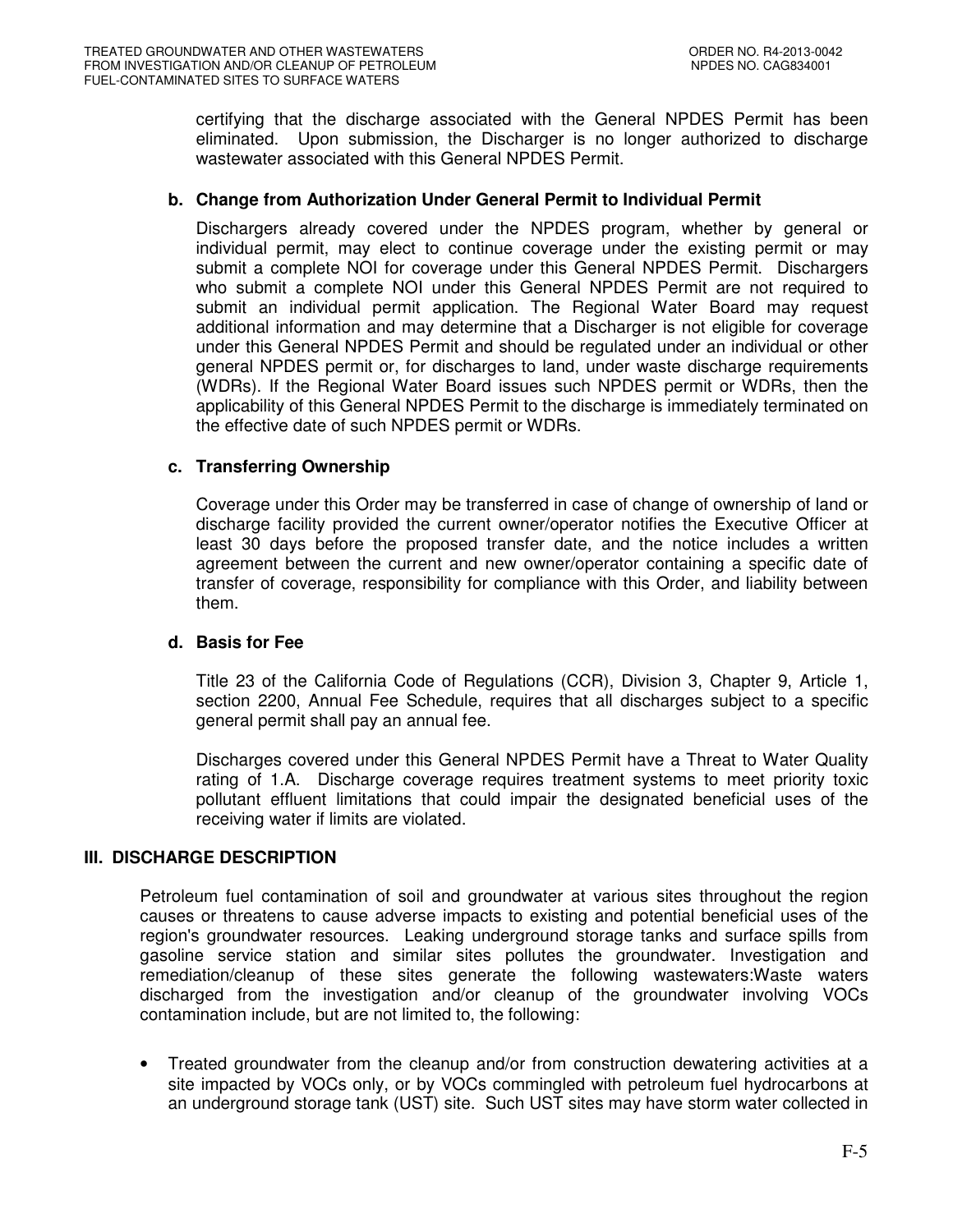certifying that the discharge associated with the General NPDES Permit has been eliminated. Upon submission, the Discharger is no longer authorized to discharge wastewater associated with this General NPDES Permit.

**b. Change from Authorization Under General Permit to Individual Permit**

Dischargers already covered under the NPDES program, whether by general or individual permit, may elect to continue coverage under the existing permit or may submit a complete NOI for coverage under this General NPDES Permit. Dischargers who submit a complete NOI under this General NPDES Permit are not required to submit an individual permit application. The Regional Water Board may request additional information and may determine that a Discharger is not eligible for coverage under this General NPDES Permit and should be regulated under an individual or other general NPDES permit or, for discharges to land, under waste discharge requirements (WDRs). If the Regional Water Board issues such NPDES permit or WDRs, then the applicability of this General NPDES Permit to the discharge is immediately terminated on the effective date of such NPDES permit or WDRs.

**c. Transferring Ownership**

Coverage under this Order may be transferred in case of change of ownership of land or discharge facility provided the current owner/operator notifies the Executive Officer at least 30 days before the proposed transfer date, and the notice includes a written agreement between the current and new owner/operator containing a specific date of transfer of coverage, responsibility for compliance with this Order, and liability between them.

**d. Basis for Fee**

Title 23 of the California Code of Regulations (CCR), Division 3, Chapter 9, Article 1, section 2200, Annual Fee Schedule, requires that all discharges subject to a specific general permit shall pay an annual fee.

Discharges covered under this General NPDES Permit have a Threat to Water Quality rating of 1.A. Discharge coverage requires treatment systems to meet priority toxic pollutant effluent limitations that could impair the designated beneficial uses of the receiving water if limits are violated.

## III. DISCHARGE DESCRIPTION

Petroleum fuel contamination of soil and groundwater at various sites throughout the region causes or threatens to cause adverse impacts to existing and potential beneficial uses of the region's groundwater resources. Leaking underground storage tanks and surface spills from gasoline service station and similar sites pollutes the groundwater. Investigation and remediation/cleanup of these sites generate the following wastewaters:Waste waters discharged from the investigation and/or cleanup of the groundwater involving VOCs contamination include, but are not limited to, the following:

- Treated groundwater from the cleanup and/or from construction dewatering activities at a site impacted by VOCs only, or by VOCs commingled with petroleum fuel hydrocarbons at an underground storage tank (UST) site. Such UST sites may have storm water collected in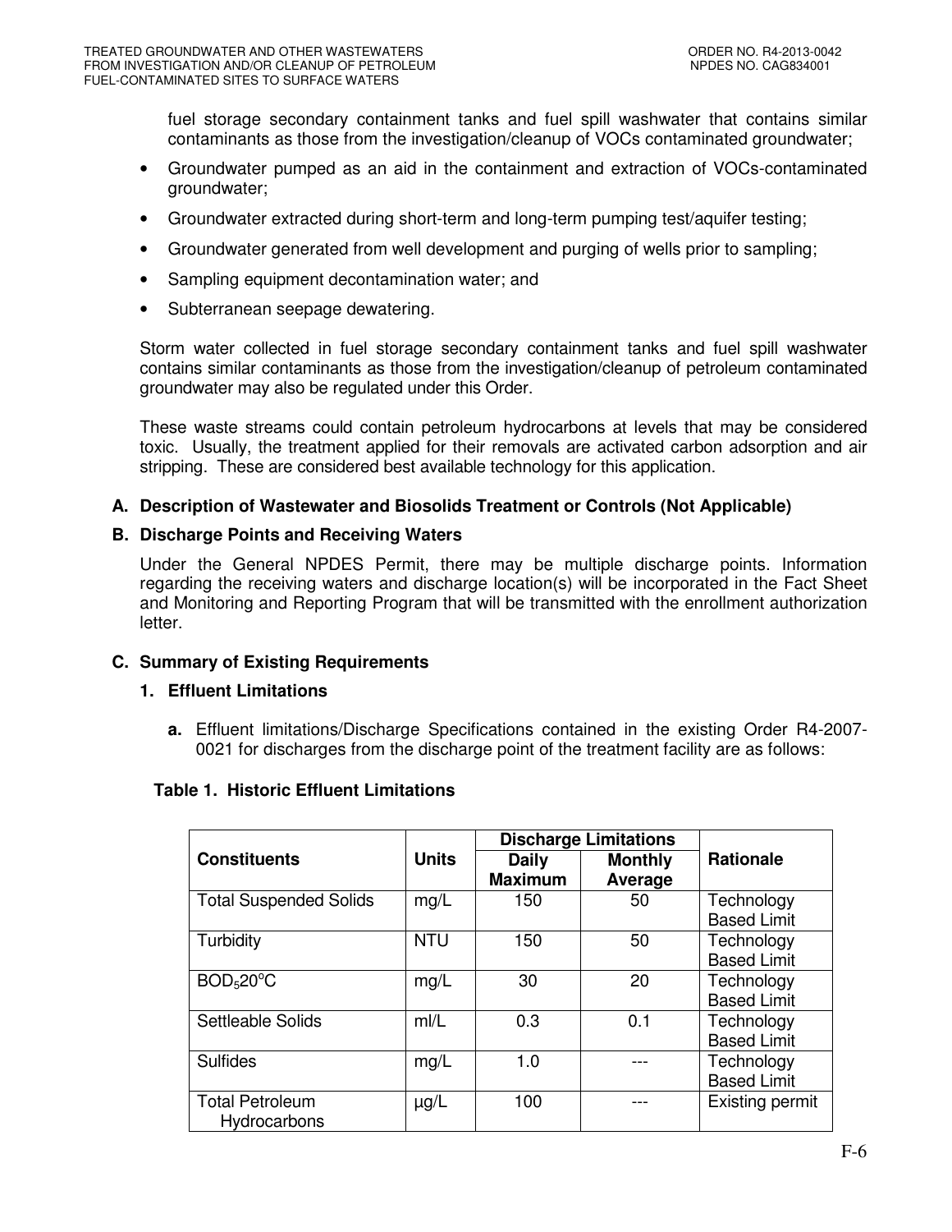fuel storage secondary containment tanks and fuel spill washwater that contains similar contaminants as those from the investigation/cleanup of VOCs contaminated groundwater;

- Groundwater pumped as an aid in the containment and extraction of VOCs-contaminated groundwater;
- Groundwater extracted during short-term and long-term pumping test/aquifer testing;
- Groundwater generated from well development and purging of wells prior to sampling;
- Sampling equipment decontamination water; and
- Subterranean seepage dewatering.

Storm water collected in fuel storage secondary containment tanks and fuel spill washwater contains similar contaminants as those from the investigation/cleanup of petroleum contaminated groundwater may also be regulated under this Order.

These waste streams could contain petroleum hydrocarbons at levels that may be considered toxic. Usually, the treatment applied for their removals are activated carbon adsorption and air stripping. These are considered best available technology for this application.

### A. Description of Wastewater and Biosolids Treatment or Controls (Not Applicable)

### B. Discharge Points and Receiving Waters

Under the General NPDES Permit, there may be multiple discharge points. Information regarding the receiving waters and discharge location(s) will be incorporated in the Fact Sheet and Monitoring and Reporting Program that will be transmitted with the enrollment authorization letter.

### C. Summary of Existing Requirements

#### 1. Effluent Limitations

**a.** Effluent limitations/Discharge Specifications contained in the existing Order R4-2007-0021 for discharges from the discharge point of the treatment facility are as follows:

**Table 1. Historic Effluent Limitations**

| Constituents | Units | Discharge Limitations | | Rationale |
|---|---|---|---|---|
| | | Daily Maximum | Monthly Average | |
| Total Suspended Solids | mg/L | 150 | 50 | Technology Based Limit |
| Turbidity | NTU | 150 | 50 | Technology Based Limit |
| $BOD_5 20^oC$ | mg/L | 30 | 20 | Technology Based Limit |
| Settleable Solids | ml/L | 0.3 | 0.1 | Technology Based Limit |
| Sulfides | mg/L | 1.0 | --- | Technology Based Limit |
| Total Petroleum Hydrocarbons | µg/L | 100 | --- | Existing permit |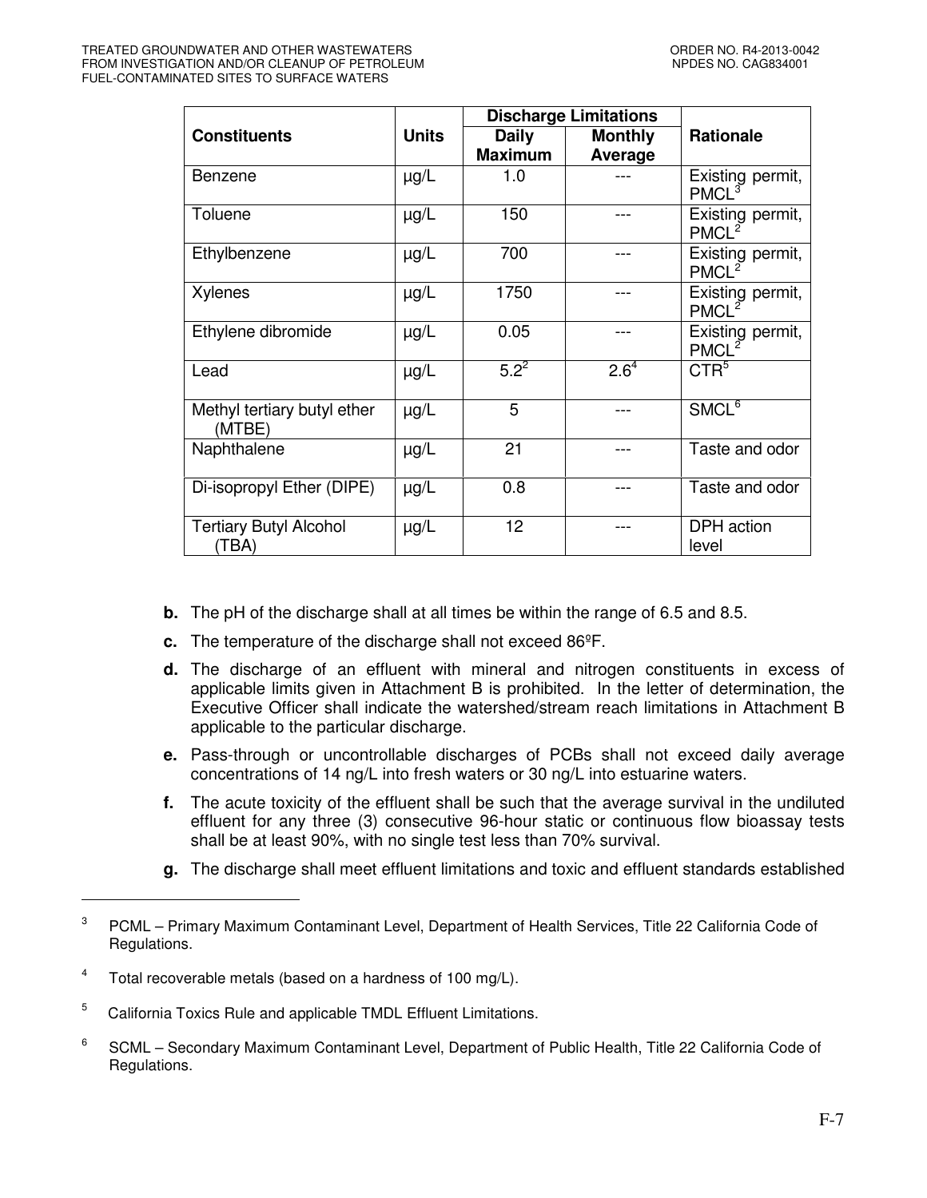| Constituents | Units | Discharge Limitations | | Rationale |
|---|---|---|---|---|
| | | Daily Maximum | Monthly Average | |
| Benzene | µg/L | 1.0 | --- | Existing permit, PMCL[3] |
| Toluene | µg/L | 150 | --- | Existing permit, PMCL[2] |
| Ethylbenzene | µg/L | 700 | --- | Existing permit, PMCL[2] |
| Xylenes | µg/L | 1750 | --- | Existing permit, PMCL[2] |
| Ethylene dibromide | µg/L | 0.05 | --- | Existing permit, PMCL[2] |
| Lead | µg/L | 5.2[2] | 2.6[4] | CTR[5] |
| Methyl tertiary butyl ether (MTBE) | µg/L | 5 | --- | SMCL[6] |
| Naphthalene | µg/L | 21 | --- | Taste and odor |
| Di-isopropyl Ether (DIPE) | µg/L | 0.8 | --- | Taste and odor |
| Tertiary Butyl Alcohol (TBA) | µg/L | 12 | --- | DPH action level |

**b.** The pH of the discharge shall at all times be within the range of 6.5 and 8.5.

**c.** The temperature of the discharge shall not exceed 86ºF.

**d.** The discharge of an effluent with mineral and nitrogen constituents in excess of applicable limits given in Attachment B is prohibited. In the letter of determination, the Executive Officer shall indicate the watershed/stream reach limitations in Attachment B applicable to the particular discharge.

**e.** Pass-through or uncontrollable discharges of PCBs shall not exceed daily average concentrations of 14 ng/L into fresh waters or 30 ng/L into estuarine waters.

**f.** The acute toxicity of the effluent shall be such that the average survival in the undiluted effluent for any three (3) consecutive 96-hour static or continuous flow bioassay tests shall be at least 90%, with no single test less than 70% survival.

**g.** The discharge shall meet effluent limitations and toxic and effluent standards established

---

[3] PCML – Primary Maximum Contaminant Level, Department of Health Services, Title 22 California Code of Regulations.

[4] Total recoverable metals (based on a hardness of 100 mg/L).

[5] California Toxics Rule and applicable TMDL Effluent Limitations.

[6] SCML – Secondary Maximum Contaminant Level, Department of Public Health, Title 22 California Code of Regulations.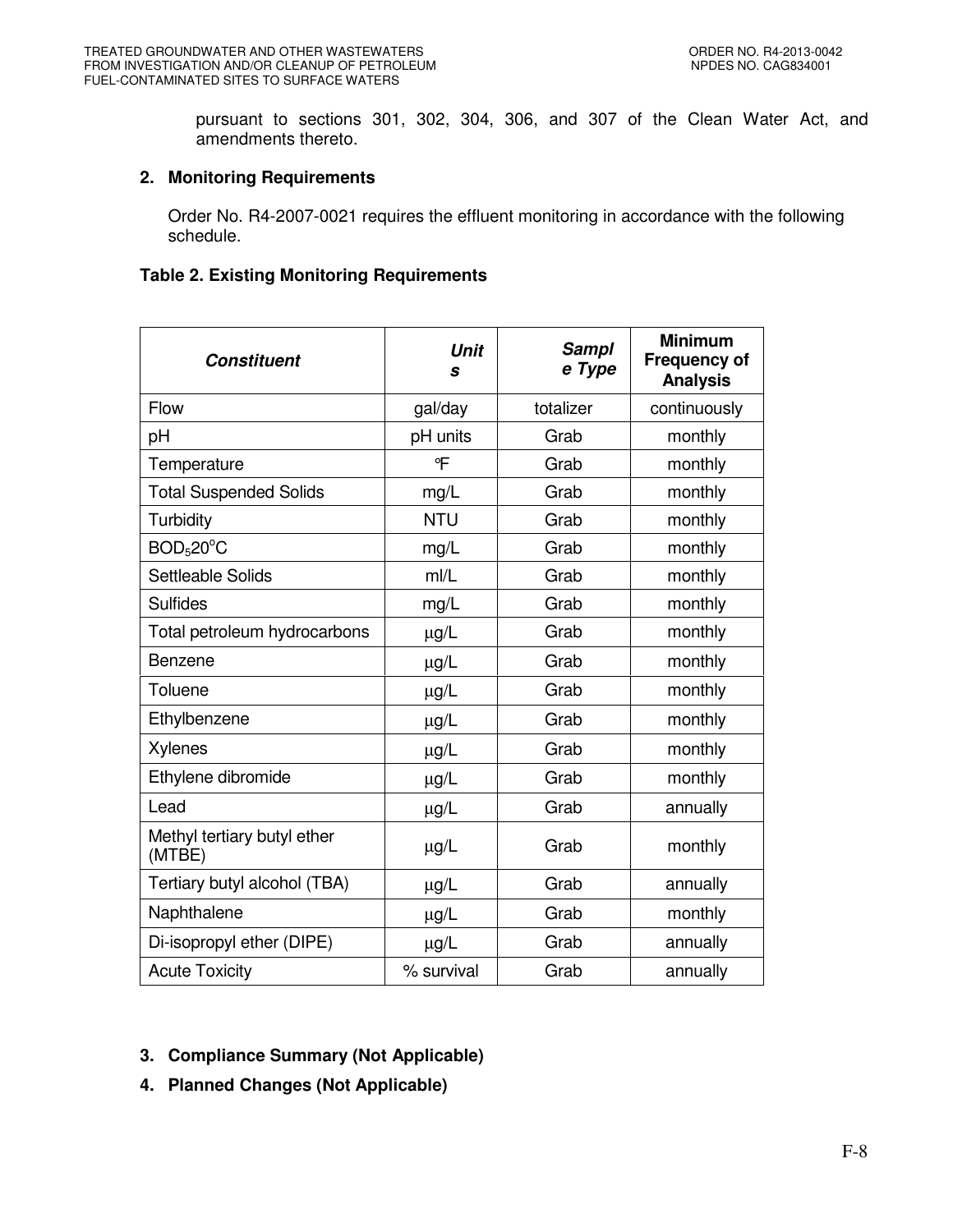pursuant to sections 301, 302, 304, 306, and 307 of the Clean Water Act, and amendments thereto.

**2. Monitoring Requirements**

Order No. R4-2007-0021 requires the effluent monitoring in accordance with the following schedule.

**Table 2. Existing Monitoring Requirements**

| ***Constituent*** | ***Units*** | ***Sample Type*** | **Minimum Frequency of Analysis** |
|---|---|---|---|
| Flow | gal/day | totalizer | continuously |
| pH | pH units | Grab | monthly |
| Temperature | °F | Grab | monthly |
| Total Suspended Solids | mg/L | Grab | monthly |
| Turbidity | NTU | Grab | monthly |
| $BOD_5 20^oC$ | mg/L | Grab | monthly |
| Settleable Solids | ml/L | Grab | monthly |
| Sulfides | mg/L | Grab | monthly |
| Total petroleum hydrocarbons | µg/L | Grab | monthly |
| Benzene | µg/L | Grab | monthly |
| Toluene | µg/L | Grab | monthly |
| Ethylbenzene | µg/L | Grab | monthly |
| Xylenes | µg/L | Grab | monthly |
| Ethylene dibromide | µg/L | Grab | monthly |
| Lead | µg/L | Grab | annually |
| Methyl tertiary butyl ether (MTBE) | µg/L | Grab | monthly |
| Tertiary butyl alcohol (TBA) | µg/L | Grab | annually |
| Naphthalene | µg/L | Grab | monthly |
| Di-isopropyl ether (DIPE) | µg/L | Grab | annually |
| Acute Toxicity | % survival | Grab | annually |

**3. Compliance Summary (Not Applicable)**

**4. Planned Changes (Not Applicable)**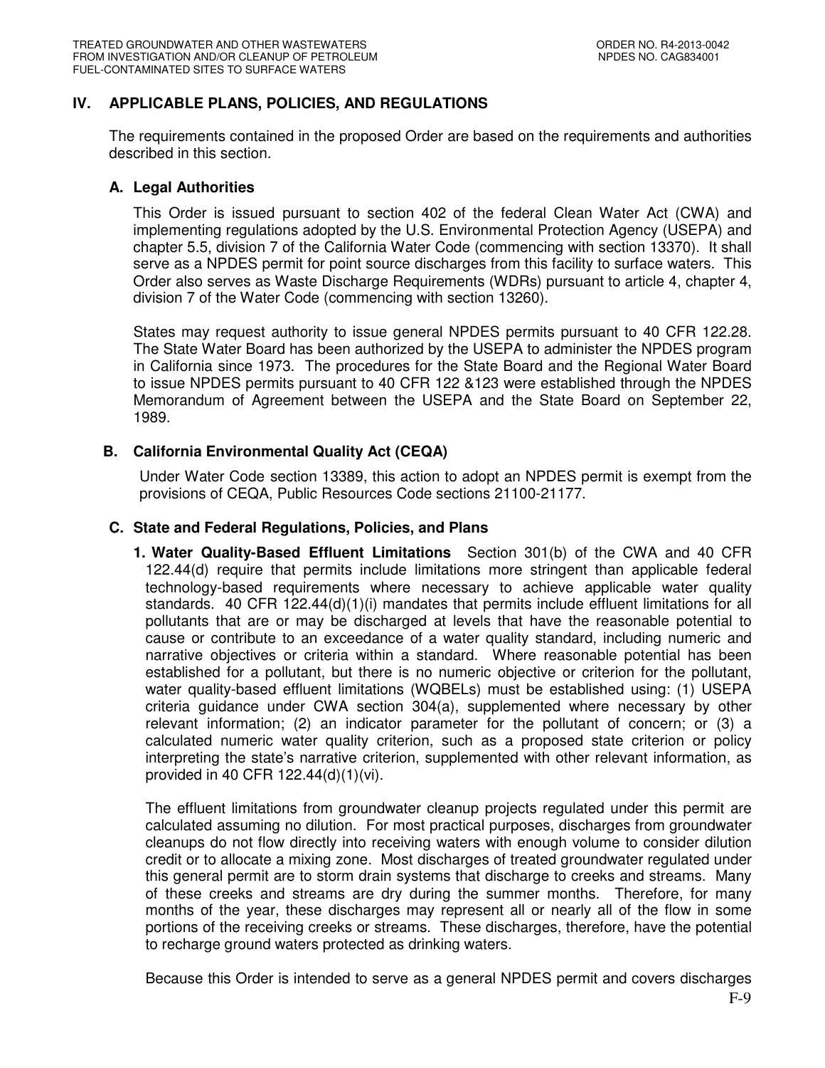## IV. APPLICABLE PLANS, POLICIES, AND REGULATIONS

The requirements contained in the proposed Order are based on the requirements and authorities described in this section.

### A. Legal Authorities

This Order is issued pursuant to section 402 of the federal Clean Water Act (CWA) and implementing regulations adopted by the U.S. Environmental Protection Agency (USEPA) and chapter 5.5, division 7 of the California Water Code (commencing with section 13370). It shall serve as a NPDES permit for point source discharges from this facility to surface waters. This Order also serves as Waste Discharge Requirements (WDRs) pursuant to article 4, chapter 4, division 7 of the Water Code (commencing with section 13260).

States may request authority to issue general NPDES permits pursuant to 40 CFR 122.28. The State Water Board has been authorized by the USEPA to administer the NPDES program in California since 1973. The procedures for the State Board and the Regional Water Board to issue NPDES permits pursuant to 40 CFR 122 &123 were established through the NPDES Memorandum of Agreement between the USEPA and the State Board on September 22, 1989.

### B. California Environmental Quality Act (CEQA)

Under Water Code section 13389, this action to adopt an NPDES permit is exempt from the provisions of CEQA, Public Resources Code sections 21100-21177.

### C. State and Federal Regulations, Policies, and Plans

1. **Water Quality-Based Effluent Limitations** Section 301(b) of the CWA and 40 CFR 122.44(d) require that permits include limitations more stringent than applicable federal technology-based requirements where necessary to achieve applicable water quality standards. 40 CFR 122.44(d)(1)(i) mandates that permits include effluent limitations for all pollutants that are or may be discharged at levels that have the reasonable potential to cause or contribute to an exceedance of a water quality standard, including numeric and narrative objectives or criteria within a standard. Where reasonable potential has been established for a pollutant, but there is no numeric objective or criterion for the pollutant, water quality-based effluent limitations (WQBELs) must be established using: (1) USEPA criteria guidance under CWA section 304(a), supplemented where necessary by other relevant information; (2) an indicator parameter for the pollutant of concern; or (3) a calculated numeric water quality criterion, such as a proposed state criterion or policy interpreting the state's narrative criterion, supplemented with other relevant information, as provided in 40 CFR 122.44(d)(1)(vi).

   The effluent limitations from groundwater cleanup projects regulated under this permit are calculated assuming no dilution. For most practical purposes, discharges from groundwater cleanups do not flow directly into receiving waters with enough volume to consider dilution credit or to allocate a mixing zone. Most discharges of treated groundwater regulated under this general permit are to storm drain systems that discharge to creeks and streams. Many of these creeks and streams are dry during the summer months. Therefore, for many months of the year, these discharges may represent all or nearly all of the flow in some portions of the receiving creeks or streams. These discharges, therefore, have the potential to recharge ground waters protected as drinking waters.

   Because this Order is intended to serve as a general NPDES permit and covers discharges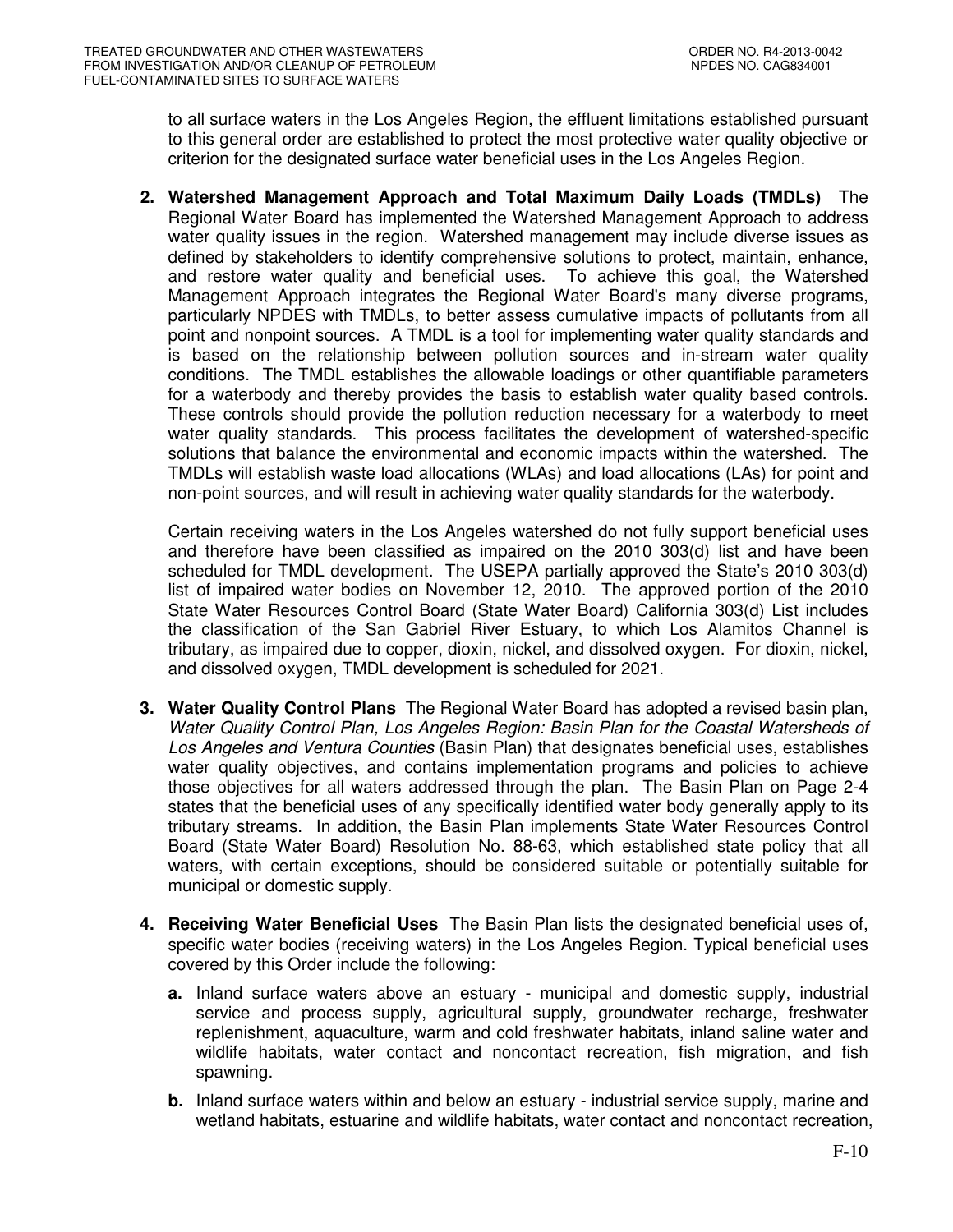to all surface waters in the Los Angeles Region, the effluent limitations established pursuant to this general order are established to protect the most protective water quality objective or criterion for the designated surface water beneficial uses in the Los Angeles Region.

2. **Watershed Management Approach and Total Maximum Daily Loads (TMDLs)** The Regional Water Board has implemented the Watershed Management Approach to address water quality issues in the region. Watershed management may include diverse issues as defined by stakeholders to identify comprehensive solutions to protect, maintain, enhance, and restore water quality and beneficial uses. To achieve this goal, the Watershed Management Approach integrates the Regional Water Board's many diverse programs, particularly NPDES with TMDLs, to better assess cumulative impacts of pollutants from all point and nonpoint sources. A TMDL is a tool for implementing water quality standards and is based on the relationship between pollution sources and in-stream water quality conditions. The TMDL establishes the allowable loadings or other quantifiable parameters for a waterbody and thereby provides the basis to establish water quality based controls. These controls should provide the pollution reduction necessary for a waterbody to meet water quality standards. This process facilitates the development of watershed-specific solutions that balance the environmental and economic impacts within the watershed. The TMDLs will establish waste load allocations (WLAs) and load allocations (LAs) for point and non-point sources, and will result in achieving water quality standards for the waterbody.

   Certain receiving waters in the Los Angeles watershed do not fully support beneficial uses and therefore have been classified as impaired on the 2010 303(d) list and have been scheduled for TMDL development. The USEPA partially approved the State's 2010 303(d) list of impaired water bodies on November 12, 2010. The approved portion of the 2010 State Water Resources Control Board (State Water Board) California 303(d) List includes the classification of the San Gabriel River Estuary, to which Los Alamitos Channel is tributary, as impaired due to copper, dioxin, nickel, and dissolved oxygen. For dioxin, nickel, and dissolved oxygen, TMDL development is scheduled for 2021.

3. **Water Quality Control Plans** The Regional Water Board has adopted a revised basin plan, *Water Quality Control Plan, Los Angeles Region: Basin Plan for the Coastal Watersheds of Los Angeles and Ventura Counties* (Basin Plan) that designates beneficial uses, establishes water quality objectives, and contains implementation programs and policies to achieve those objectives for all waters addressed through the plan. The Basin Plan on Page 2-4 states that the beneficial uses of any specifically identified water body generally apply to its tributary streams. In addition, the Basin Plan implements State Water Resources Control Board (State Water Board) Resolution No. 88-63, which established state policy that all waters, with certain exceptions, should be considered suitable or potentially suitable for municipal or domestic supply.

4. **Receiving Water Beneficial Uses** The Basin Plan lists the designated beneficial uses of, specific water bodies (receiving waters) in the Los Angeles Region. Typical beneficial uses covered by this Order include the following:

   **a.** Inland surface waters above an estuary - municipal and domestic supply, industrial service and process supply, agricultural supply, groundwater recharge, freshwater replenishment, aquaculture, warm and cold freshwater habitats, inland saline water and wildlife habitats, water contact and noncontact recreation, fish migration, and fish spawning.

   **b.** Inland surface waters within and below an estuary - industrial service supply, marine and wetland habitats, estuarine and wildlife habitats, water contact and noncontact recreation,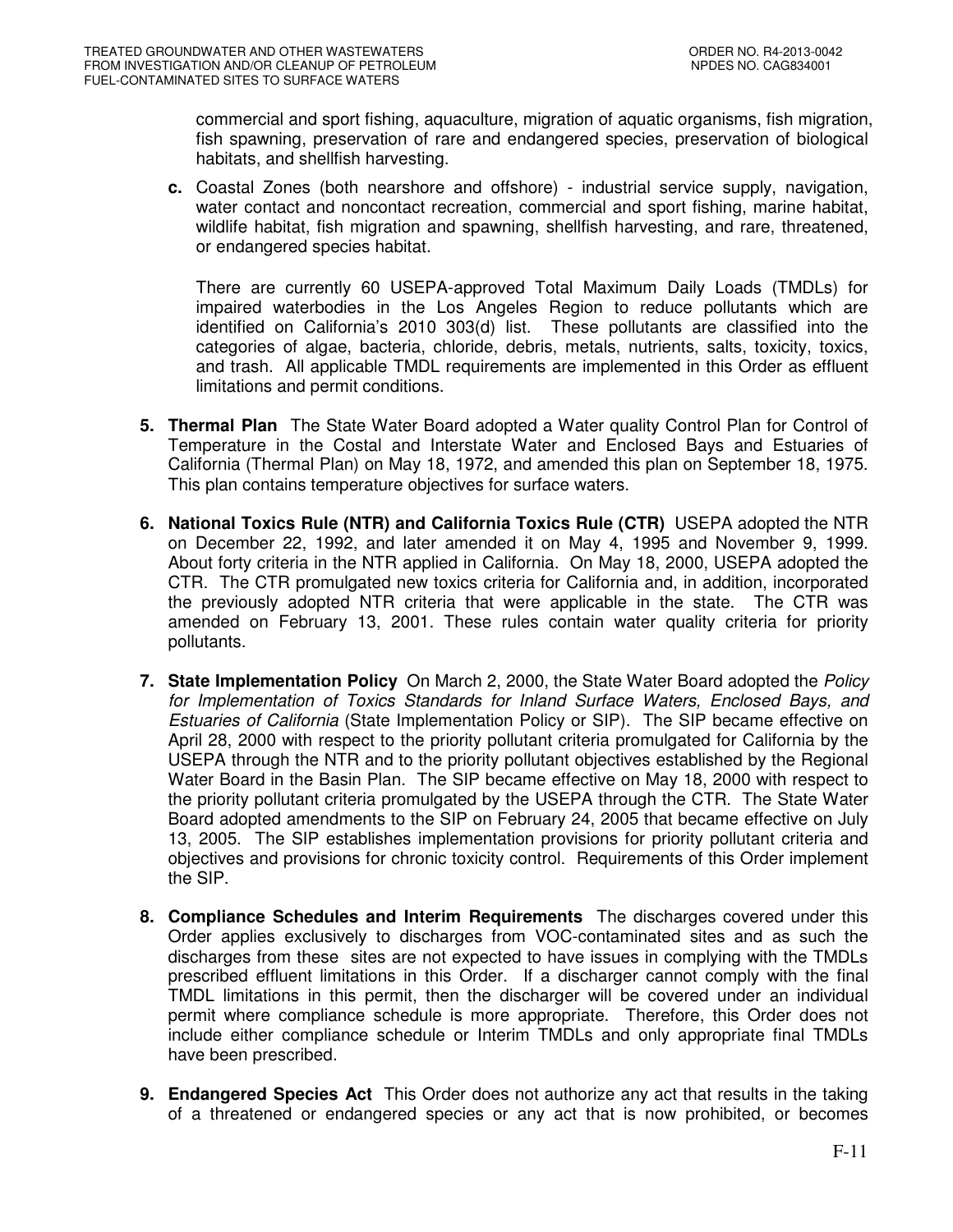commercial and sport fishing, aquaculture, migration of aquatic organisms, fish migration, fish spawning, preservation of rare and endangered species, preservation of biological habitats, and shellfish harvesting.

**c.** Coastal Zones (both nearshore and offshore) - industrial service supply, navigation, water contact and noncontact recreation, commercial and sport fishing, marine habitat, wildlife habitat, fish migration and spawning, shellfish harvesting, and rare, threatened, or endangered species habitat.

There are currently 60 USEPA-approved Total Maximum Daily Loads (TMDLs) for impaired waterbodies in the Los Angeles Region to reduce pollutants which are identified on California's 2010 303(d) list. These pollutants are classified into the categories of algae, bacteria, chloride, debris, metals, nutrients, salts, toxicity, toxics, and trash. All applicable TMDL requirements are implemented in this Order as effluent limitations and permit conditions.

**5. Thermal Plan** The State Water Board adopted a Water quality Control Plan for Control of Temperature in the Costal and Interstate Water and Enclosed Bays and Estuaries of California (Thermal Plan) on May 18, 1972, and amended this plan on September 18, 1975. This plan contains temperature objectives for surface waters.

**6. National Toxics Rule (NTR) and California Toxics Rule (CTR)** USEPA adopted the NTR on December 22, 1992, and later amended it on May 4, 1995 and November 9, 1999. About forty criteria in the NTR applied in California. On May 18, 2000, USEPA adopted the CTR. The CTR promulgated new toxics criteria for California and, in addition, incorporated the previously adopted NTR criteria that were applicable in the state. The CTR was amended on February 13, 2001. These rules contain water quality criteria for priority pollutants.

**7. State Implementation Policy** On March 2, 2000, the State Water Board adopted the *Policy for Implementation of Toxics Standards for Inland Surface Waters, Enclosed Bays, and Estuaries of California* (State Implementation Policy or SIP). The SIP became effective on April 28, 2000 with respect to the priority pollutant criteria promulgated for California by the USEPA through the NTR and to the priority pollutant objectives established by the Regional Water Board in the Basin Plan. The SIP became effective on May 18, 2000 with respect to the priority pollutant criteria promulgated by the USEPA through the CTR. The State Water Board adopted amendments to the SIP on February 24, 2005 that became effective on July 13, 2005. The SIP establishes implementation provisions for priority pollutant criteria and objectives and provisions for chronic toxicity control. Requirements of this Order implement the SIP.

**8. Compliance Schedules and Interim Requirements** The discharges covered under this Order applies exclusively to discharges from VOC-contaminated sites and as such the discharges from these sites are not expected to have issues in complying with the TMDLs prescribed effluent limitations in this Order. If a discharger cannot comply with the final TMDL limitations in this permit, then the discharger will be covered under an individual permit where compliance schedule is more appropriate. Therefore, this Order does not include either compliance schedule or Interim TMDLs and only appropriate final TMDLs have been prescribed.

**9. Endangered Species Act** This Order does not authorize any act that results in the taking of a threatened or endangered species or any act that is now prohibited, or becomes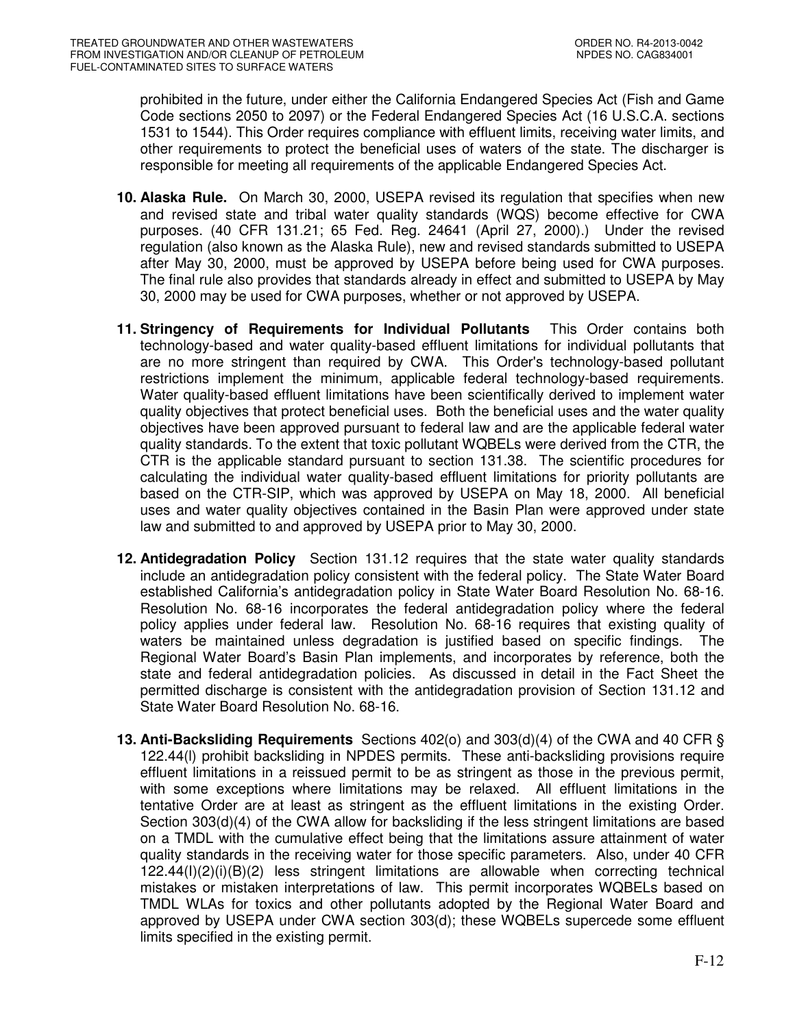prohibited in the future, under either the California Endangered Species Act (Fish and Game Code sections 2050 to 2097) or the Federal Endangered Species Act (16 U.S.C.A. sections 1531 to 1544). This Order requires compliance with effluent limits, receiving water limits, and other requirements to protect the beneficial uses of waters of the state. The discharger is responsible for meeting all requirements of the applicable Endangered Species Act.

10. **Alaska Rule.** On March 30, 2000, USEPA revised its regulation that specifies when new and revised state and tribal water quality standards (WQS) become effective for CWA purposes. (40 CFR 131.21; 65 Fed. Reg. 24641 (April 27, 2000).) Under the revised regulation (also known as the Alaska Rule), new and revised standards submitted to USEPA after May 30, 2000, must be approved by USEPA before being used for CWA purposes. The final rule also provides that standards already in effect and submitted to USEPA by May 30, 2000 may be used for CWA purposes, whether or not approved by USEPA.

11. **Stringency of Requirements for Individual Pollutants** This Order contains both technology-based and water quality-based effluent limitations for individual pollutants that are no more stringent than required by CWA. This Order's technology-based pollutant restrictions implement the minimum, applicable federal technology-based requirements. Water quality-based effluent limitations have been scientifically derived to implement water quality objectives that protect beneficial uses. Both the beneficial uses and the water quality objectives have been approved pursuant to federal law and are the applicable federal water quality standards. To the extent that toxic pollutant WQBELs were derived from the CTR, the CTR is the applicable standard pursuant to section 131.38. The scientific procedures for calculating the individual water quality-based effluent limitations for priority pollutants are based on the CTR-SIP, which was approved by USEPA on May 18, 2000. All beneficial uses and water quality objectives contained in the Basin Plan were approved under state law and submitted to and approved by USEPA prior to May 30, 2000.

12. **Antidegradation Policy** Section 131.12 requires that the state water quality standards include an antidegradation policy consistent with the federal policy. The State Water Board established California's antidegradation policy in State Water Board Resolution No. 68-16. Resolution No. 68-16 incorporates the federal antidegradation policy where the federal policy applies under federal law. Resolution No. 68-16 requires that existing quality of waters be maintained unless degradation is justified based on specific findings. The Regional Water Board's Basin Plan implements, and incorporates by reference, both the state and federal antidegradation policies. As discussed in detail in the Fact Sheet the permitted discharge is consistent with the antidegradation provision of Section 131.12 and State Water Board Resolution No. 68-16.

13. **Anti-Backsliding Requirements** Sections 402(o) and 303(d)(4) of the CWA and 40 CFR § 122.44(l) prohibit backsliding in NPDES permits. These anti-backsliding provisions require effluent limitations in a reissued permit to be as stringent as those in the previous permit, with some exceptions where limitations may be relaxed. All effluent limitations in the tentative Order are at least as stringent as the effluent limitations in the existing Order. Section 303(d)(4) of the CWA allow for backsliding if the less stringent limitations are based on a TMDL with the cumulative effect being that the limitations assure attainment of water quality standards in the receiving water for those specific parameters. Also, under 40 CFR 122.44(l)(2)(i)(B)(2) less stringent limitations are allowable when correcting technical mistakes or mistaken interpretations of law. This permit incorporates WQBELs based on TMDL WLAs for toxics and other pollutants adopted by the Regional Water Board and approved by USEPA under CWA section 303(d); these WQBELs supercede some effluent limits specified in the existing permit.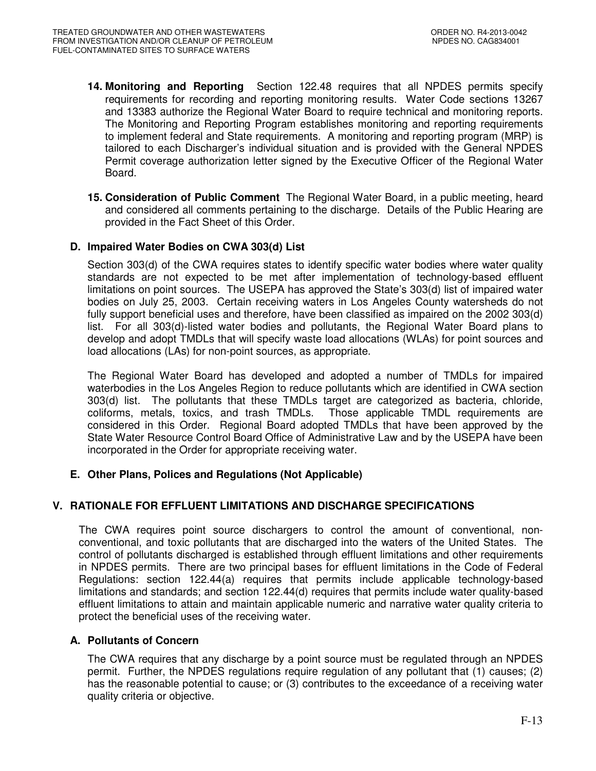14. **Monitoring and Reporting** Section 122.48 requires that all NPDES permits specify requirements for recording and reporting monitoring results. Water Code sections 13267 and 13383 authorize the Regional Water Board to require technical and monitoring reports. The Monitoring and Reporting Program establishes monitoring and reporting requirements to implement federal and State requirements. A monitoring and reporting program (MRP) is tailored to each Discharger's individual situation and is provided with the General NPDES Permit coverage authorization letter signed by the Executive Officer of the Regional Water Board.

15. **Consideration of Public Comment** The Regional Water Board, in a public meeting, heard and considered all comments pertaining to the discharge. Details of the Public Hearing are provided in the Fact Sheet of this Order.

### D. Impaired Water Bodies on CWA 303(d) List

Section 303(d) of the CWA requires states to identify specific water bodies where water quality standards are not expected to be met after implementation of technology-based effluent limitations on point sources. The USEPA has approved the State's 303(d) list of impaired water bodies on July 25, 2003. Certain receiving waters in Los Angeles County watersheds do not fully support beneficial uses and therefore, have been classified as impaired on the 2002 303(d) list. For all 303(d)-listed water bodies and pollutants, the Regional Water Board plans to develop and adopt TMDLs that will specify waste load allocations (WLAs) for point sources and load allocations (LAs) for non-point sources, as appropriate.

The Regional Water Board has developed and adopted a number of TMDLs for impaired waterbodies in the Los Angeles Region to reduce pollutants which are identified in CWA section 303(d) list. The pollutants that these TMDLs target are categorized as bacteria, chloride, coliforms, metals, toxics, and trash TMDLs. Those applicable TMDL requirements are considered in this Order. Regional Board adopted TMDLs that have been approved by the State Water Resource Control Board Office of Administrative Law and by the USEPA have been incorporated in the Order for appropriate receiving water.

### E. Other Plans, Polices and Regulations (Not Applicable)

## V. RATIONALE FOR EFFLUENT LIMITATIONS AND DISCHARGE SPECIFICATIONS

The CWA requires point source dischargers to control the amount of conventional, non-conventional, and toxic pollutants that are discharged into the waters of the United States. The control of pollutants discharged is established through effluent limitations and other requirements in NPDES permits. There are two principal bases for effluent limitations in the Code of Federal Regulations: section 122.44(a) requires that permits include applicable technology-based limitations and standards; and section 122.44(d) requires that permits include water quality-based effluent limitations to attain and maintain applicable numeric and narrative water quality criteria to protect the beneficial uses of the receiving water.

### A. Pollutants of Concern

The CWA requires that any discharge by a point source must be regulated through an NPDES permit. Further, the NPDES regulations require regulation of any pollutant that (1) causes; (2) has the reasonable potential to cause; or (3) contributes to the exceedance of a receiving water quality criteria or objective.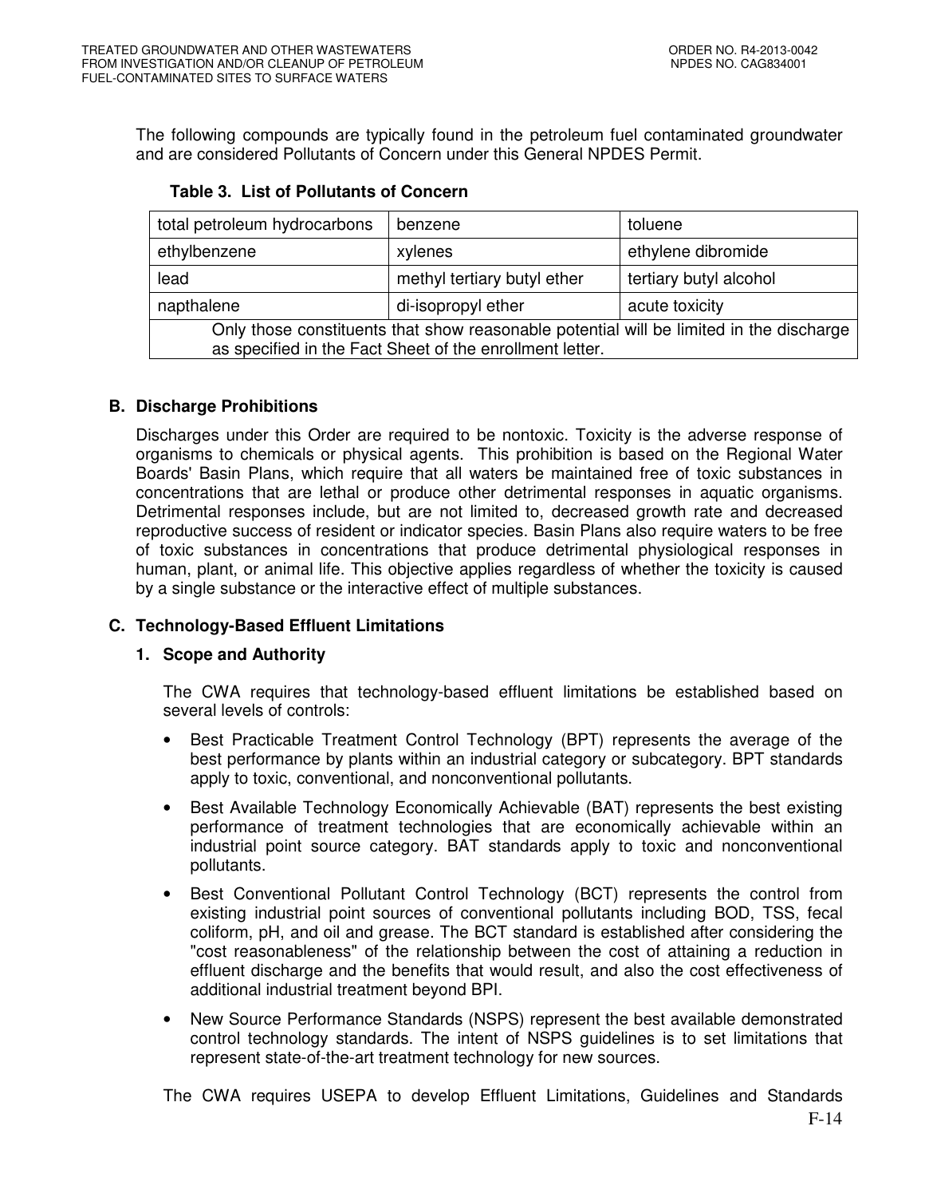The following compounds are typically found in the petroleum fuel contaminated groundwater and are considered Pollutants of Concern under this General NPDES Permit.

**Table 3. List of Pollutants of Concern**

| | | |
|---|---|---|
| total petroleum hydrocarbons | benzene | toluene |
| ethylbenzene | xylenes | ethylene dibromide |
| lead | methyl tertiary butyl ether | tertiary butyl alcohol |
| napthalene | di-isopropyl ether | acute toxicity |
| Only those constituents that show reasonable potential will be limited in the discharge as specified in the Fact Sheet of the enrollment letter. | | |

### B. Discharge Prohibitions

Discharges under this Order are required to be nontoxic. Toxicity is the adverse response of organisms to chemicals or physical agents. This prohibition is based on the Regional Water Boards' Basin Plans, which require that all waters be maintained free of toxic substances in concentrations that are lethal or produce other detrimental responses in aquatic organisms. Detrimental responses include, but are not limited to, decreased growth rate and decreased reproductive success of resident or indicator species. Basin Plans also require waters to be free of toxic substances in concentrations that produce detrimental physiological responses in human, plant, or animal life. This objective applies regardless of whether the toxicity is caused by a single substance or the interactive effect of multiple substances.

### C. Technology-Based Effluent Limitations

#### 1. Scope and Authority

The CWA requires that technology-based effluent limitations be established based on several levels of controls:

- Best Practicable Treatment Control Technology (BPT) represents the average of the best performance by plants within an industrial category or subcategory. BPT standards apply to toxic, conventional, and nonconventional pollutants.
- Best Available Technology Economically Achievable (BAT) represents the best existing performance of treatment technologies that are economically achievable within an industrial point source category. BAT standards apply to toxic and nonconventional pollutants.
- Best Conventional Pollutant Control Technology (BCT) represents the control from existing industrial point sources of conventional pollutants including BOD, TSS, fecal coliform, pH, and oil and grease. The BCT standard is established after considering the "cost reasonableness" of the relationship between the cost of attaining a reduction in effluent discharge and the benefits that would result, and also the cost effectiveness of additional industrial treatment beyond BPI.
- New Source Performance Standards (NSPS) represent the best available demonstrated control technology standards. The intent of NSPS guidelines is to set limitations that represent state-of-the-art treatment technology for new sources.

The CWA requires USEPA to develop Effluent Limitations, Guidelines and Standards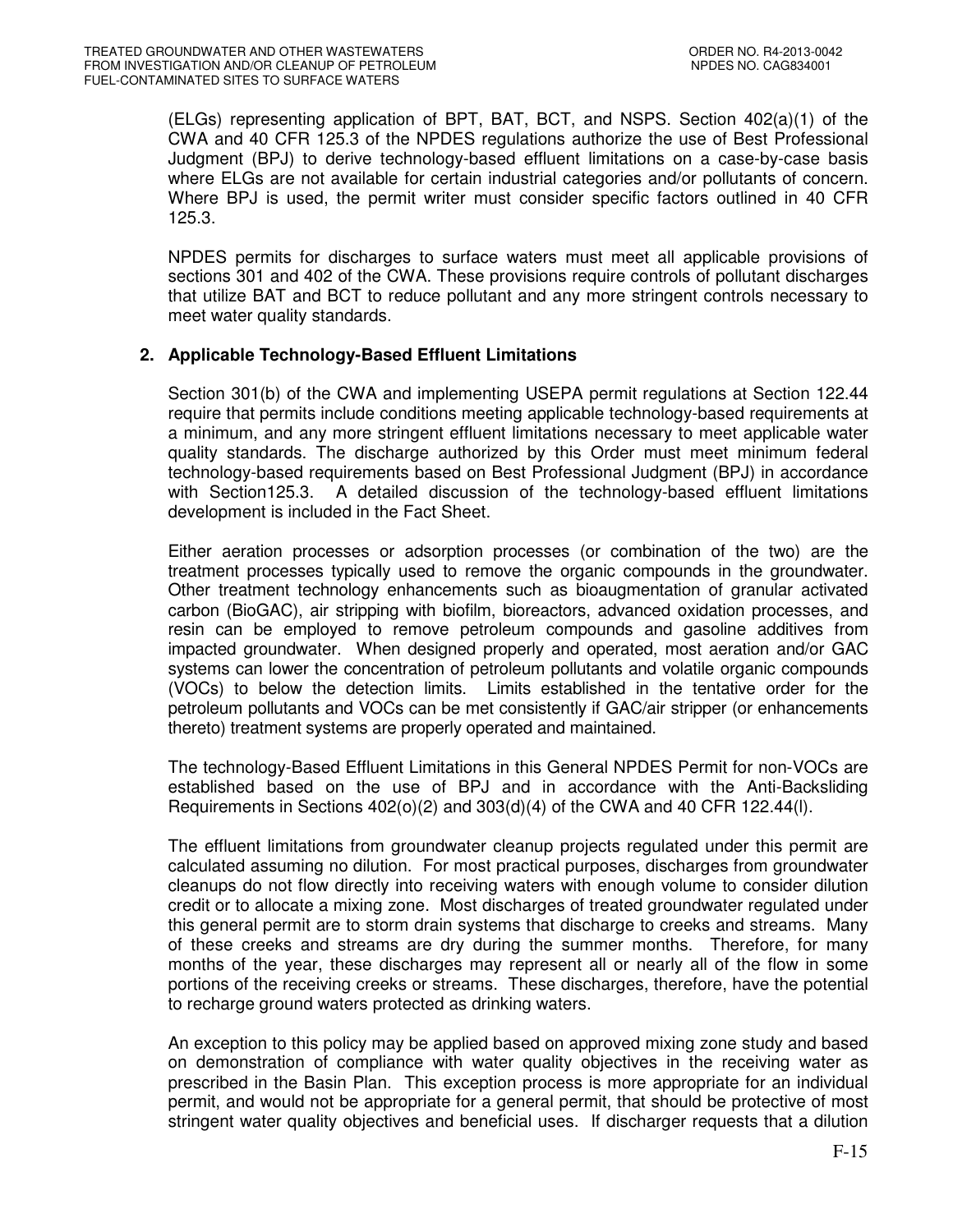(ELGs) representing application of BPT, BAT, BCT, and NSPS. Section 402(a)(1) of the CWA and 40 CFR 125.3 of the NPDES regulations authorize the use of Best Professional Judgment (BPJ) to derive technology-based effluent limitations on a case-by-case basis where ELGs are not available for certain industrial categories and/or pollutants of concern. Where BPJ is used, the permit writer must consider specific factors outlined in 40 CFR 125.3.

NPDES permits for discharges to surface waters must meet all applicable provisions of sections 301 and 402 of the CWA. These provisions require controls of pollutant discharges that utilize BAT and BCT to reduce pollutant and any more stringent controls necessary to meet water quality standards.

## 2. Applicable Technology-Based Effluent Limitations

Section 301(b) of the CWA and implementing USEPA permit regulations at Section 122.44 require that permits include conditions meeting applicable technology-based requirements at a minimum, and any more stringent effluent limitations necessary to meet applicable water quality standards. The discharge authorized by this Order must meet minimum federal technology-based requirements based on Best Professional Judgment (BPJ) in accordance with Section125.3. A detailed discussion of the technology-based effluent limitations development is included in the Fact Sheet.

Either aeration processes or adsorption processes (or combination of the two) are the treatment processes typically used to remove the organic compounds in the groundwater. Other treatment technology enhancements such as bioaugmentation of granular activated carbon (BioGAC), air stripping with biofilm, bioreactors, advanced oxidation processes, and resin can be employed to remove petroleum compounds and gasoline additives from impacted groundwater. When designed properly and operated, most aeration and/or GAC systems can lower the concentration of petroleum pollutants and volatile organic compounds (VOCs) to below the detection limits. Limits established in the tentative order for the petroleum pollutants and VOCs can be met consistently if GAC/air stripper (or enhancements thereto) treatment systems are properly operated and maintained.

The technology-Based Effluent Limitations in this General NPDES Permit for non-VOCs are established based on the use of BPJ and in accordance with the Anti-Backsliding Requirements in Sections 402(o)(2) and 303(d)(4) of the CWA and 40 CFR 122.44(l).

The effluent limitations from groundwater cleanup projects regulated under this permit are calculated assuming no dilution. For most practical purposes, discharges from groundwater cleanups do not flow directly into receiving waters with enough volume to consider dilution credit or to allocate a mixing zone. Most discharges of treated groundwater regulated under this general permit are to storm drain systems that discharge to creeks and streams. Many of these creeks and streams are dry during the summer months. Therefore, for many months of the year, these discharges may represent all or nearly all of the flow in some portions of the receiving creeks or streams. These discharges, therefore, have the potential to recharge ground waters protected as drinking waters.

An exception to this policy may be applied based on approved mixing zone study and based on demonstration of compliance with water quality objectives in the receiving water as prescribed in the Basin Plan. This exception process is more appropriate for an individual permit, and would not be appropriate for a general permit, that should be protective of most stringent water quality objectives and beneficial uses. If discharger requests that a dilution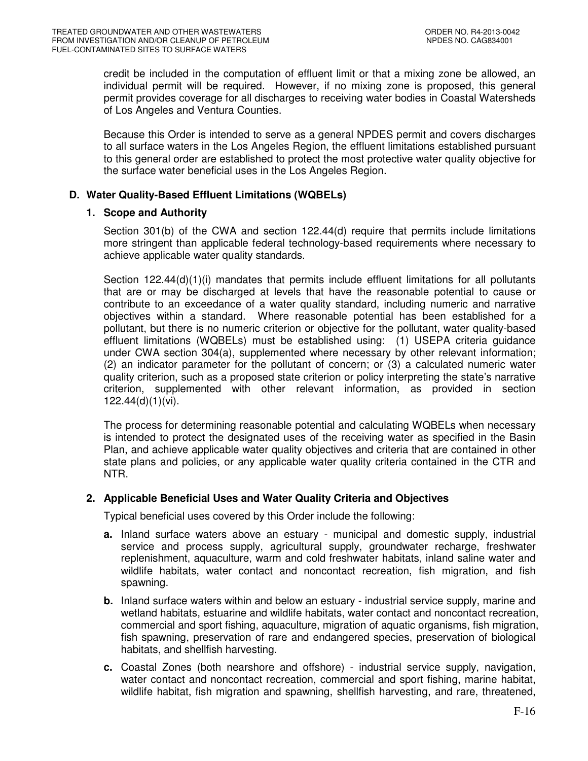credit be included in the computation of effluent limit or that a mixing zone be allowed, an individual permit will be required. However, if no mixing zone is proposed, this general permit provides coverage for all discharges to receiving water bodies in Coastal Watersheds of Los Angeles and Ventura Counties.

Because this Order is intended to serve as a general NPDES permit and covers discharges to all surface waters in the Los Angeles Region, the effluent limitations established pursuant to this general order are established to protect the most protective water quality objective for the surface water beneficial uses in the Los Angeles Region.

### D. Water Quality-Based Effluent Limitations (WQBELs)

#### 1. Scope and Authority

Section 301(b) of the CWA and section 122.44(d) require that permits include limitations more stringent than applicable federal technology-based requirements where necessary to achieve applicable water quality standards.

Section 122.44(d)(1)(i) mandates that permits include effluent limitations for all pollutants that are or may be discharged at levels that have the reasonable potential to cause or contribute to an exceedance of a water quality standard, including numeric and narrative objectives within a standard. Where reasonable potential has been established for a pollutant, but there is no numeric criterion or objective for the pollutant, water quality-based effluent limitations (WQBELs) must be established using: (1) USEPA criteria guidance under CWA section 304(a), supplemented where necessary by other relevant information; (2) an indicator parameter for the pollutant of concern; or (3) a calculated numeric water quality criterion, such as a proposed state criterion or policy interpreting the state's narrative criterion, supplemented with other relevant information, as provided in section 122.44(d)(1)(vi).

The process for determining reasonable potential and calculating WQBELs when necessary is intended to protect the designated uses of the receiving water as specified in the Basin Plan, and achieve applicable water quality objectives and criteria that are contained in other state plans and policies, or any applicable water quality criteria contained in the CTR and NTR.

#### 2. Applicable Beneficial Uses and Water Quality Criteria and Objectives

Typical beneficial uses covered by this Order include the following:

**a.** Inland surface waters above an estuary - municipal and domestic supply, industrial service and process supply, agricultural supply, groundwater recharge, freshwater replenishment, aquaculture, warm and cold freshwater habitats, inland saline water and wildlife habitats, water contact and noncontact recreation, fish migration, and fish spawning.

**b.** Inland surface waters within and below an estuary - industrial service supply, marine and wetland habitats, estuarine and wildlife habitats, water contact and noncontact recreation, commercial and sport fishing, aquaculture, migration of aquatic organisms, fish migration, fish spawning, preservation of rare and endangered species, preservation of biological habitats, and shellfish harvesting.

**c.** Coastal Zones (both nearshore and offshore) - industrial service supply, navigation, water contact and noncontact recreation, commercial and sport fishing, marine habitat, wildlife habitat, fish migration and spawning, shellfish harvesting, and rare, threatened,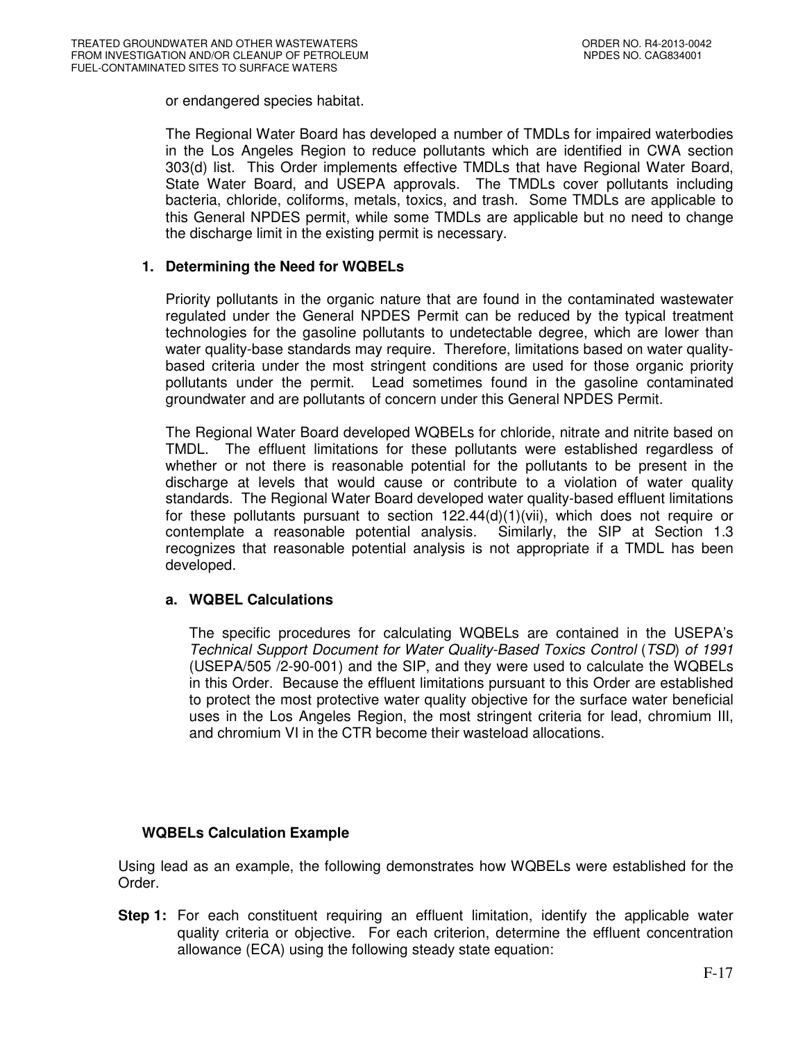or endangered species habitat.

The Regional Water Board has developed a number of TMDLs for impaired waterbodies in the Los Angeles Region to reduce pollutants which are identified in CWA section 303(d) list. This Order implements effective TMDLs that have Regional Water Board, State Water Board, and USEPA approvals. The TMDLs cover pollutants including bacteria, chloride, coliforms, metals, toxics, and trash. Some TMDLs are applicable to this General NPDES permit, while some TMDLs are applicable but no need to change the discharge limit in the existing permit is necessary.

### 1. Determining the Need for WQBELs

Priority pollutants in the organic nature that are found in the contaminated wastewater regulated under the General NPDES Permit can be reduced by the typical treatment technologies for the gasoline pollutants to undetectable degree, which are lower than water quality-base standards may require. Therefore, limitations based on water quality-based criteria under the most stringent conditions are used for those organic priority pollutants under the permit. Lead sometimes found in the gasoline contaminated groundwater and are pollutants of concern under this General NPDES Permit.

The Regional Water Board developed WQBELs for chloride, nitrate and nitrite based on TMDL. The effluent limitations for these pollutants were established regardless of whether or not there is reasonable potential for the pollutants to be present in the discharge at levels that would cause or contribute to a violation of water quality standards. The Regional Water Board developed water quality-based effluent limitations for these pollutants pursuant to section 122.44(d)(1)(vii), which does not require or contemplate a reasonable potential analysis. Similarly, the SIP at Section 1.3 recognizes that reasonable potential analysis is not appropriate if a TMDL has been developed.

#### a. WQBEL Calculations

The specific procedures for calculating WQBELs are contained in the USEPA's *Technical Support Document for Water Quality-Based Toxics Control* (*TSD*) *of 1991* (USEPA/505 /2-90-001) and the SIP, and they were used to calculate the WQBELs in this Order. Because the effluent limitations pursuant to this Order are established to protect the most protective water quality objective for the surface water beneficial uses in the Los Angeles Region, the most stringent criteria for lead, chromium III, and chromium VI in the CTR become their wasteload allocations.

**WQBELs Calculation Example**

Using lead as an example, the following demonstrates how WQBELs were established for the Order.

**Step 1:** For each constituent requiring an effluent limitation, identify the applicable water quality criteria or objective. For each criterion, determine the effluent concentration allowance (ECA) using the following steady state equation: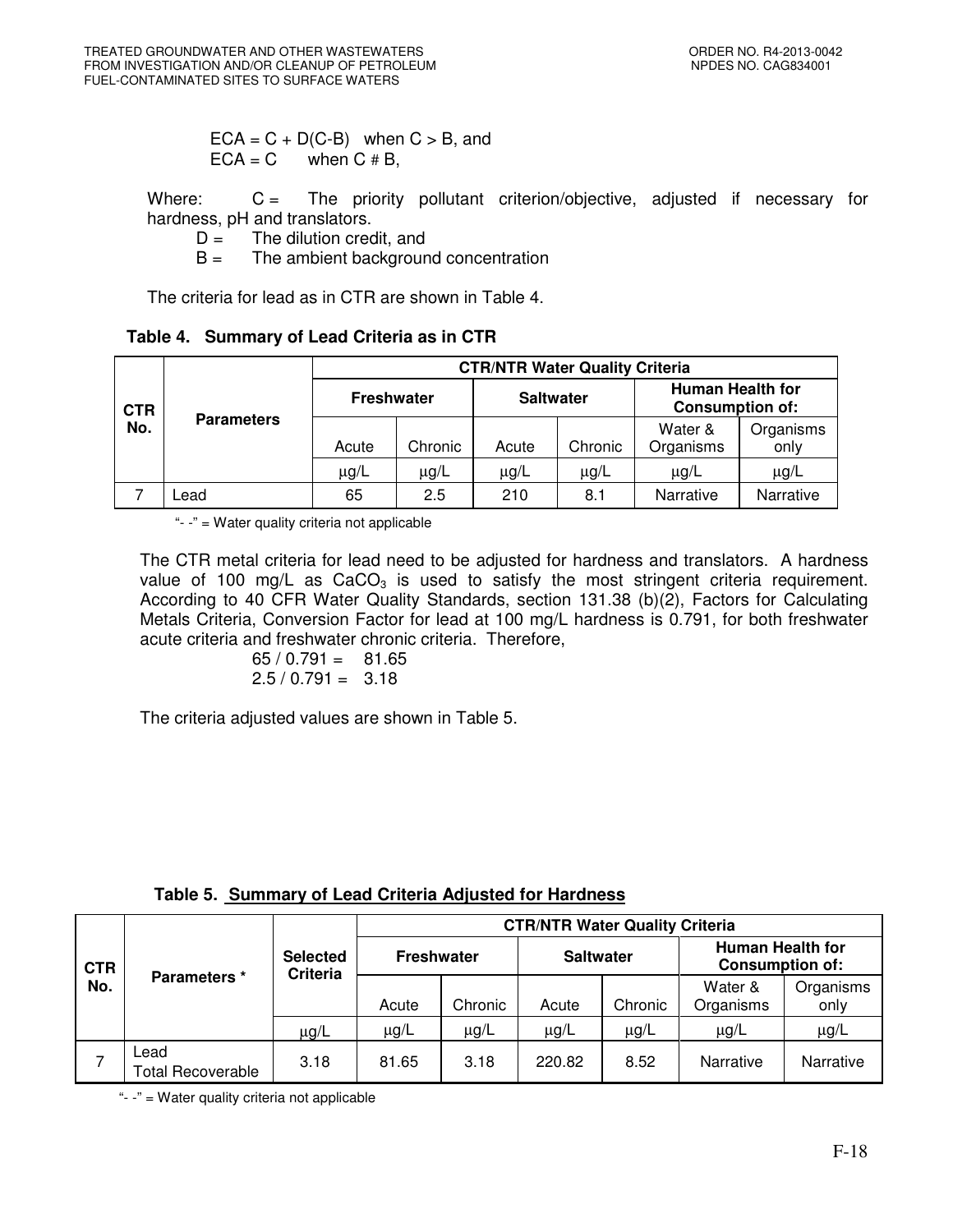ECA = C + D(C-B) when C > B, and
ECA = C when C # B,

Where: C = The priority pollutant criterion/objective, adjusted if necessary for hardness, pH and translators.

D = The dilution credit, and

B = The ambient background concentration

The criteria for lead as in CTR are shown in Table 4.

**Table 4. Summary of Lead Criteria as in CTR**

| CTR No. | Parameters | CTR/NTR Water Quality Criteria | | | | | |
|---|---|---|---|---|---|---|---|
| | | Freshwater | | Saltwater | | Human Health for Consumption of: | |
| | | Acute | Chronic | Acute | Chronic | Water & Organisms | Organisms only |
| | | μg/L | μg/L | μg/L | μg/L | μg/L | μg/L |
| 7 | Lead | 65 | 2.5 | 210 | 8.1 | Narrative | Narrative |

"- -" = Water quality criteria not applicable

The CTR metal criteria for lead need to be adjusted for hardness and translators. A hardness value of 100 mg/L as $CaCO_3$ is used to satisfy the most stringent criteria requirement. According to 40 CFR Water Quality Standards, section 131.38 (b)(2), Factors for Calculating Metals Criteria, Conversion Factor for lead at 100 mg/L hardness is 0.791, for both freshwater acute criteria and freshwater chronic criteria. Therefore,

65 / 0.791 = 81.65
2.5 / 0.791 = 3.18

The criteria adjusted values are shown in Table 5.

**Table 5. Summary of Lead Criteria Adjusted for Hardness**

| CTR No. | Parameters * | Selected Criteria | CTR/NTR Water Quality Criteria | | | | | |
|---|---|---|---|---|---|---|---|---|
| | | | Freshwater | | Saltwater | | Human Health for Consumption of: | |
| | | | Acute | Chronic | Acute | Chronic | Water & Organisms | Organisms only |
| | | μg/L | μg/L | μg/L | μg/L | μg/L | μg/L | μg/L |
| 7 | Lead Total Recoverable | 3.18 | 81.65 | 3.18 | 220.82 | 8.52 | Narrative | Narrative |

"- -" = Water quality criteria not applicable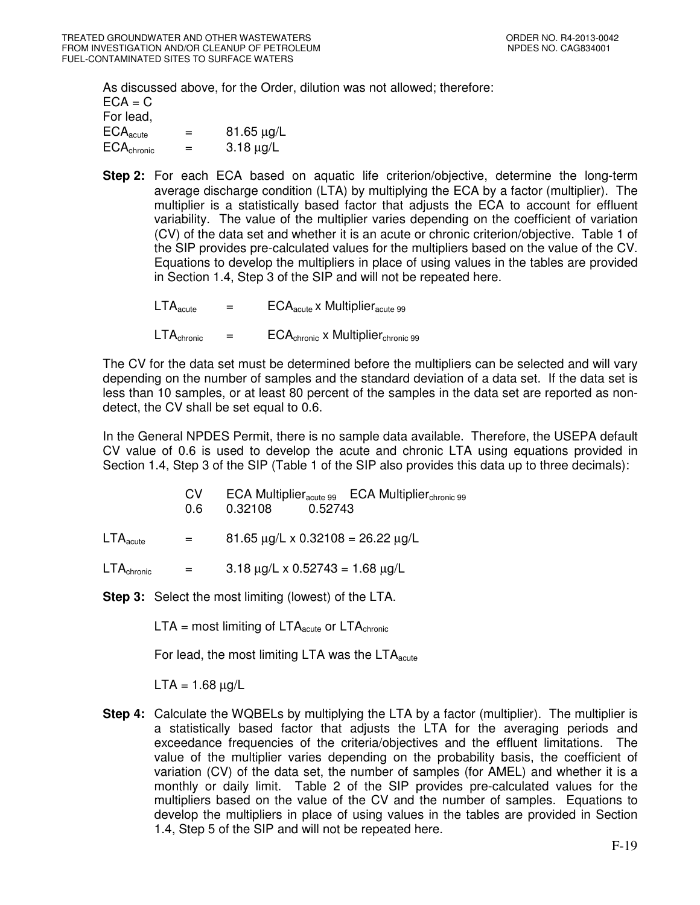As discussed above, for the Order, dilution was not allowed; therefore:

ECA = C

For lead,

$ECA_{acute}$ = 81.65 μg/L

$ECA_{chronic}$ = 3.18 μg/L

**Step 2:** For each ECA based on aquatic life criterion/objective, determine the long-term average discharge condition (LTA) by multiplying the ECA by a factor (multiplier). The multiplier is a statistically based factor that adjusts the ECA to account for effluent variability. The value of the multiplier varies depending on the coefficient of variation (CV) of the data set and whether it is an acute or chronic criterion/objective. Table 1 of the SIP provides pre-calculated values for the multipliers based on the value of the CV. Equations to develop the multipliers in place of using values in the tables are provided in Section 1.4, Step 3 of the SIP and will not be repeated here.

$LTA_{acute}$ = $ECA_{acute}$ x $Multiplier_{acute\ 99}$

$LTA_{chronic}$ = $ECA_{chronic}$ x $Multiplier_{chronic\ 99}$

The CV for the data set must be determined before the multipliers can be selected and will vary depending on the number of samples and the standard deviation of a data set. If the data set is less than 10 samples, or at least 80 percent of the samples in the data set are reported as non-detect, the CV shall be set equal to 0.6.

In the General NPDES Permit, there is no sample data available. Therefore, the USEPA default CV value of 0.6 is used to develop the acute and chronic LTA using equations provided in Section 1.4, Step 3 of the SIP (Table 1 of the SIP also provides this data up to three decimals):

| CV | ECA $Multiplier_{acute\ 99}$ | ECA $Multiplier_{chronic\ 99}$ |
|---|---|---|
| 0.6 | 0.32108 | 0.52743 |

$LTA_{acute}$ = 81.65 μg/L x 0.32108 = 26.22 μg/L

$LTA_{chronic}$ = 3.18 μg/L x 0.52743 = 1.68 μg/L

**Step 3:** Select the most limiting (lowest) of the LTA.

LTA = most limiting of $LTA_{acute}$ or $LTA_{chronic}$

For lead, the most limiting LTA was the $LTA_{acute}$

LTA = 1.68 μg/L

**Step 4:** Calculate the WQBELs by multiplying the LTA by a factor (multiplier). The multiplier is a statistically based factor that adjusts the LTA for the averaging periods and exceedance frequencies of the criteria/objectives and the effluent limitations. The value of the multiplier varies depending on the probability basis, the coefficient of variation (CV) of the data set, the number of samples (for AMEL) and whether it is a monthly or daily limit. Table 2 of the SIP provides pre-calculated values for the multipliers based on the value of the CV and the number of samples. Equations to develop the multipliers in place of using values in the tables are provided in Section 1.4, Step 5 of the SIP and will not be repeated here.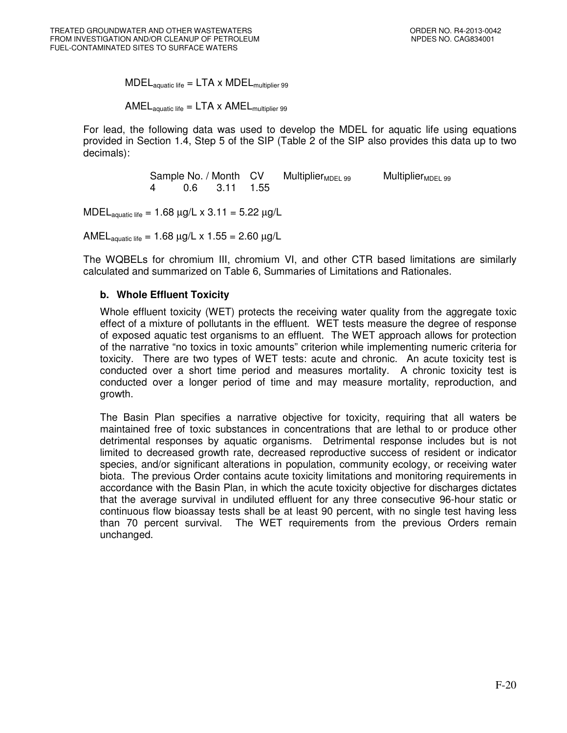$MDEL_{aquatic\ life} = LTA \times MDEL_{multiplier\ 99}$

$AMEL_{aquatic\ life} = LTA \times AMEL_{multiplier\ 99}$

For lead, the following data was used to develop the MDEL for aquatic life using equations provided in Section 1.4, Step 5 of the SIP (Table 2 of the SIP also provides this data up to two decimals):

| Sample No. / Month | CV | $Multiplier_{MDEL\ 99}$ | $Multiplier_{MDEL\ 99}$ |
|---|---|---|---|
| 4 | 0.6 | 3.11 | 1.55 |

$MDEL_{aquatic\ life} = 1.68\ \mu g/L \times 3.11 = 5.22\ \mu g/L$

$AMEL_{aquatic\ life} = 1.68\ \mu g/L \times 1.55 = 2.60\ \mu g/L$

The WQBELs for chromium III, chromium VI, and other CTR based limitations are similarly calculated and summarized on Table 6, Summaries of Limitations and Rationales.

**b. Whole Effluent Toxicity**

Whole effluent toxicity (WET) protects the receiving water quality from the aggregate toxic effect of a mixture of pollutants in the effluent. WET tests measure the degree of response of exposed aquatic test organisms to an effluent. The WET approach allows for protection of the narrative "no toxics in toxic amounts" criterion while implementing numeric criteria for toxicity. There are two types of WET tests: acute and chronic. An acute toxicity test is conducted over a short time period and measures mortality. A chronic toxicity test is conducted over a longer period of time and may measure mortality, reproduction, and growth.

The Basin Plan specifies a narrative objective for toxicity, requiring that all waters be maintained free of toxic substances in concentrations that are lethal to or produce other detrimental responses by aquatic organisms. Detrimental response includes but is not limited to decreased growth rate, decreased reproductive success of resident or indicator species, and/or significant alterations in population, community ecology, or receiving water biota. The previous Order contains acute toxicity limitations and monitoring requirements in accordance with the Basin Plan, in which the acute toxicity objective for discharges dictates that the average survival in undiluted effluent for any three consecutive 96-hour static or continuous flow bioassay tests shall be at least 90 percent, with no single test having less than 70 percent survival. The WET requirements from the previous Orders remain unchanged.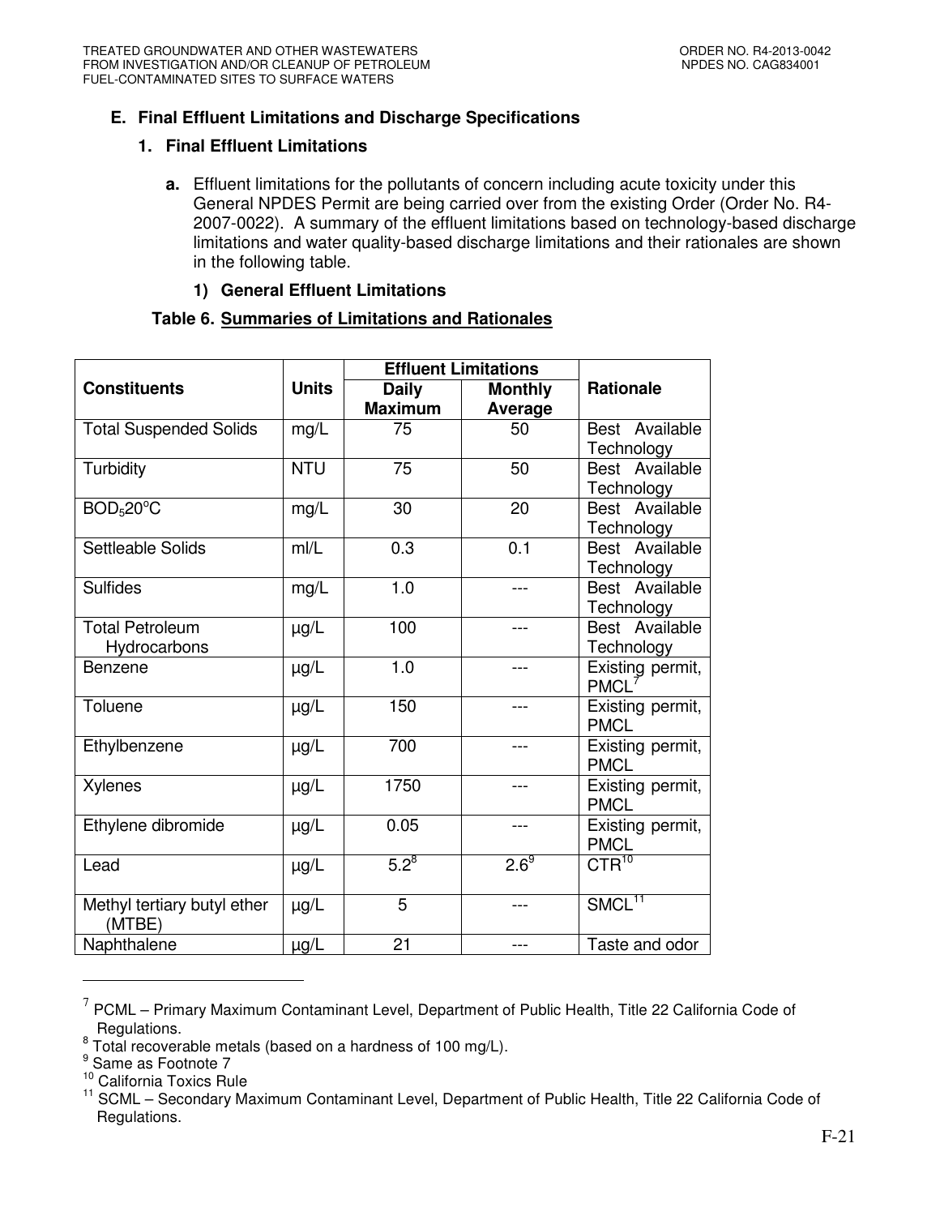### E. Final Effluent Limitations and Discharge Specifications

#### 1. Final Effluent Limitations

**a.** Effluent limitations for the pollutants of concern including acute toxicity under this General NPDES Permit are being carried over from the existing Order (Order No. R4-2007-0022). A summary of the effluent limitations based on technology-based discharge limitations and water quality-based discharge limitations and their rationales are shown in the following table.

**1) General Effluent Limitations**

**Table 6. Summaries of Limitations and Rationales**

| Constituents | Units | Effluent Limitations | | Rationale |
|---|---|---|---|---|
| | | **Daily Maximum** | **Monthly Average** | |
| Total Suspended Solids | mg/L | 75 | 50 | Best Available Technology |
| Turbidity | NTU | 75 | 50 | Best Available Technology |
| $BOD_5 20^oC$ | mg/L | 30 | 20 | Best Available Technology |
| Settleable Solids | ml/L | 0.3 | 0.1 | Best Available Technology |
| Sulfides | mg/L | 1.0 | --- | Best Available Technology |
| Total Petroleum Hydrocarbons | µg/L | 100 | --- | Best Available Technology |
| Benzene | µg/L | 1.0 | --- | Existing permit, PMCL[7] |
| Toluene | µg/L | 150 | --- | Existing permit, PMCL |
| Ethylbenzene | µg/L | 700 | --- | Existing permit, PMCL |
| Xylenes | µg/L | 1750 | --- | Existing permit, PMCL |
| Ethylene dibromide | µg/L | 0.05 | --- | Existing permit, PMCL |
| Lead | µg/L | 5.2[8] | 2.6[9] | CTR[10] |
| Methyl tertiary butyl ether (MTBE) | µg/L | 5 | --- | SMCL[11] |
| Naphthalene | µg/L | 21 | --- | Taste and odor |

---

[7] PCML – Primary Maximum Contaminant Level, Department of Public Health, Title 22 California Code of Regulations.

[8] Total recoverable metals (based on a hardness of 100 mg/L).

[9] Same as Footnote 7

[10] California Toxics Rule

[11] SCML – Secondary Maximum Contaminant Level, Department of Public Health, Title 22 California Code of Regulations.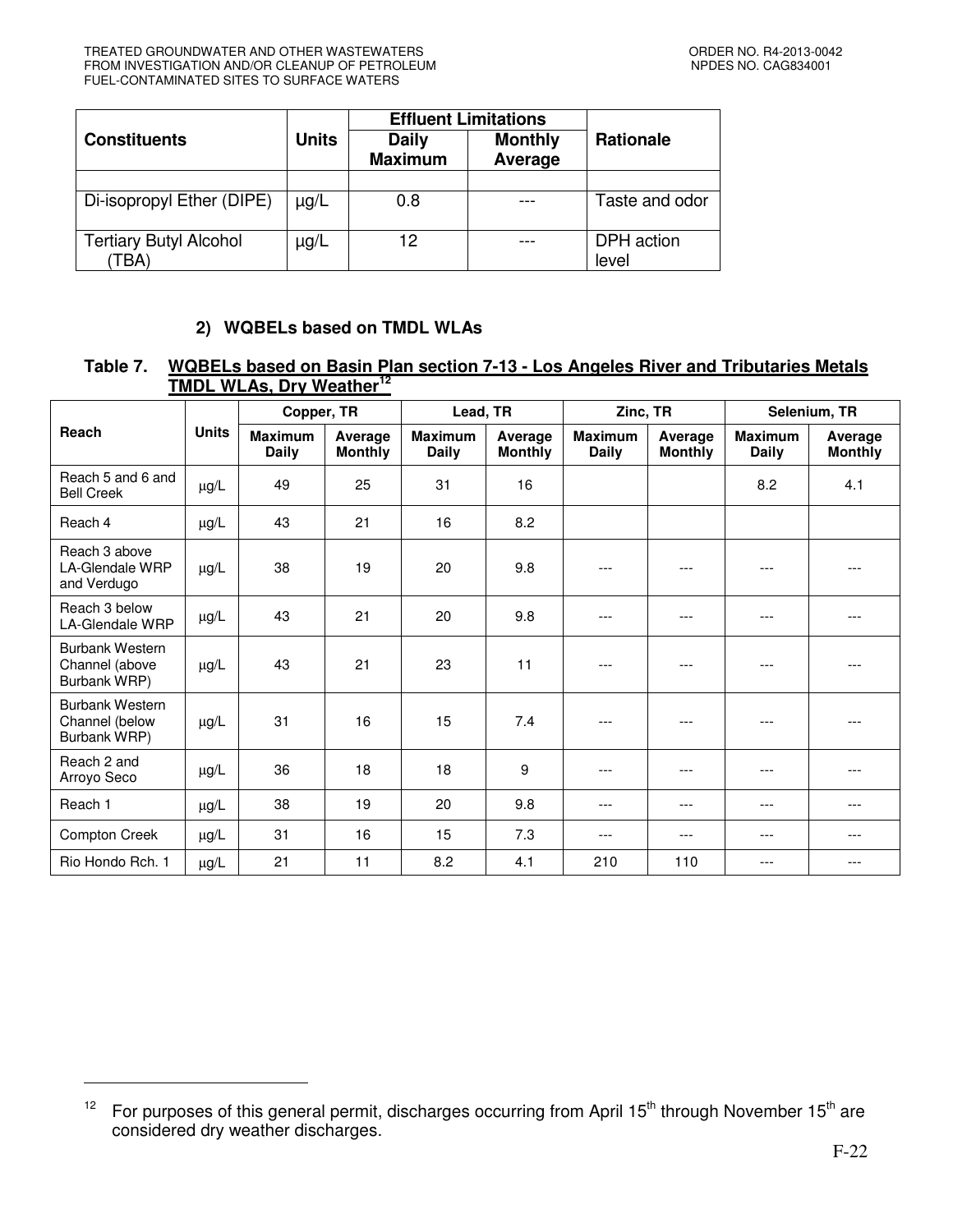| Constituents | Units | Effluent Limitations | | Rationale |
|---|---|---|---|---|
| | | Daily Maximum | Monthly Average | |
| | | | | |
| Di-isopropyl Ether (DIPE) | µg/L | 0.8 | --- | Taste and odor |
| Tertiary Butyl Alcohol (TBA) | µg/L | 12 | --- | DPH action level |

#### 2) WQBELs based on TMDL WLAs

**Table 7. WQBELs based on Basin Plan section 7-13 - Los Angeles River and Tributaries Metals TMDL WLAs, Dry Weather[12]**

| Reach | Units | Copper, TR | | Lead, TR | | Zinc, TR | | Selenium, TR | |
|---|---|---|---|---|---|---|---|---|---|
| | | Maximum Daily | Average Monthly | Maximum Daily | Average Monthly | Maximum Daily | Average Monthly | Maximum Daily | Average Monthly |
| Reach 5 and 6 and Bell Creek | µg/L | 49 | 25 | 31 | 16 | | | 8.2 | 4.1 |
| Reach 4 | µg/L | 43 | 21 | 16 | 8.2 | | | | |
| Reach 3 above LA-Glendale WRP and Verdugo | µg/L | 38 | 19 | 20 | 9.8 | --- | --- | --- | --- |
| Reach 3 below LA-Glendale WRP | µg/L | 43 | 21 | 20 | 9.8 | --- | --- | --- | --- |
| Burbank Western Channel (above Burbank WRP) | µg/L | 43 | 21 | 23 | 11 | --- | --- | --- | --- |
| Burbank Western Channel (below Burbank WRP) | µg/L | 31 | 16 | 15 | 7.4 | --- | --- | --- | --- |
| Reach 2 and Arroyo Seco | µg/L | 36 | 18 | 18 | 9 | --- | --- | --- | --- |
| Reach 1 | µg/L | 38 | 19 | 20 | 9.8 | --- | --- | --- | --- |
| Compton Creek | µg/L | 31 | 16 | 15 | 7.3 | --- | --- | --- | --- |
| Rio Hondo Rch. 1 | µg/L | 21 | 11 | 8.2 | 4.1 | 210 | 110 | --- | --- |

[12] For purposes of this general permit, discharges occurring from April 15th through November 15th are considered dry weather discharges.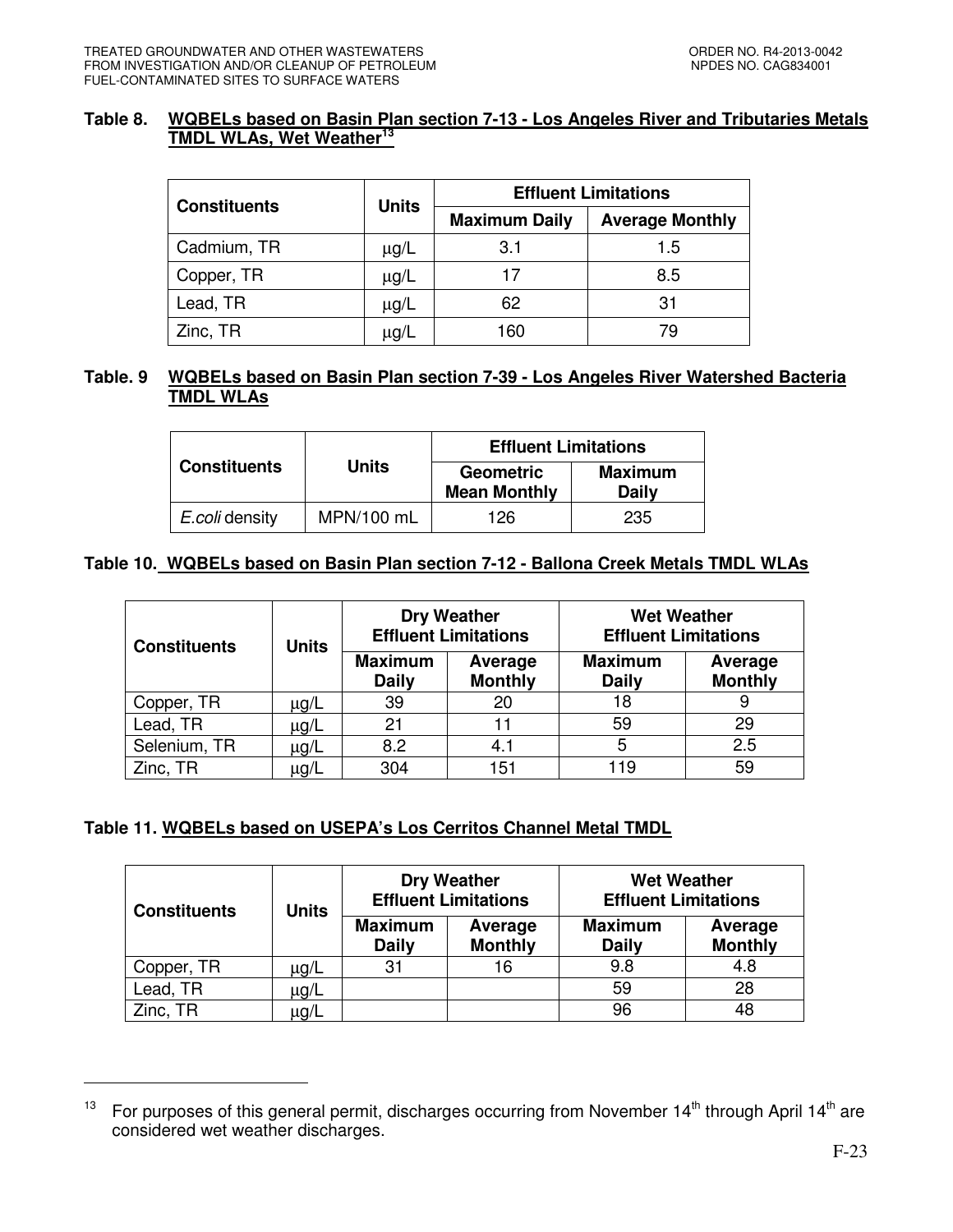**Table 8. WQBELs based on Basin Plan section 7-13 - Los Angeles River and Tributaries Metals TMDL WLAs, Wet Weather[13]**

| Constituents | Units | Effluent Limitations | |
|---|---|---|---|
| | | Maximum Daily | Average Monthly |
| Cadmium, TR | μg/L | 3.1 | 1.5 |
| Copper, TR | μg/L | 17 | 8.5 |
| Lead, TR | μg/L | 62 | 31 |
| Zinc, TR | μg/L | 160 | 79 |

**Table. 9 WQBELs based on Basin Plan section 7-39 - Los Angeles River Watershed Bacteria TMDL WLAs**

| Constituents | Units | Effluent Limitations | |
|---|---|---|---|
| | | Geometric Mean Monthly | Maximum Daily |
| *E.coli* density | MPN/100 mL | 126 | 235 |

**Table 10. WQBELs based on Basin Plan section 7-12 - Ballona Creek Metals TMDL WLAs**

| Constituents | Units | Dry Weather Effluent Limitations | | Wet Weather Effluent Limitations | |
|---|---|---|---|---|---|
| | | Maximum Daily | Average Monthly | Maximum Daily | Average Monthly |
| Copper, TR | μg/L | 39 | 20 | 18 | 9 |
| Lead, TR | μg/L | 21 | 11 | 59 | 29 |
| Selenium, TR | μg/L | 8.2 | 4.1 | 5 | 2.5 |
| Zinc, TR | μg/L | 304 | 151 | 119 | 59 |

**Table 11. WQBELs based on USEPA's Los Cerritos Channel Metal TMDL**

| Constituents | Units | Dry Weather Effluent Limitations | | Wet Weather Effluent Limitations | |
|---|---|---|---|---|---|
| | | Maximum Daily | Average Monthly | Maximum Daily | Average Monthly |
| Copper, TR | μg/L | 31 | 16 | 9.8 | 4.8 |
| Lead, TR | μg/L | | | 59 | 28 |
| Zinc, TR | μg/L | | | 96 | 48 |

[13] For purposes of this general permit, discharges occurring from November 14th through April 14th are considered wet weather discharges.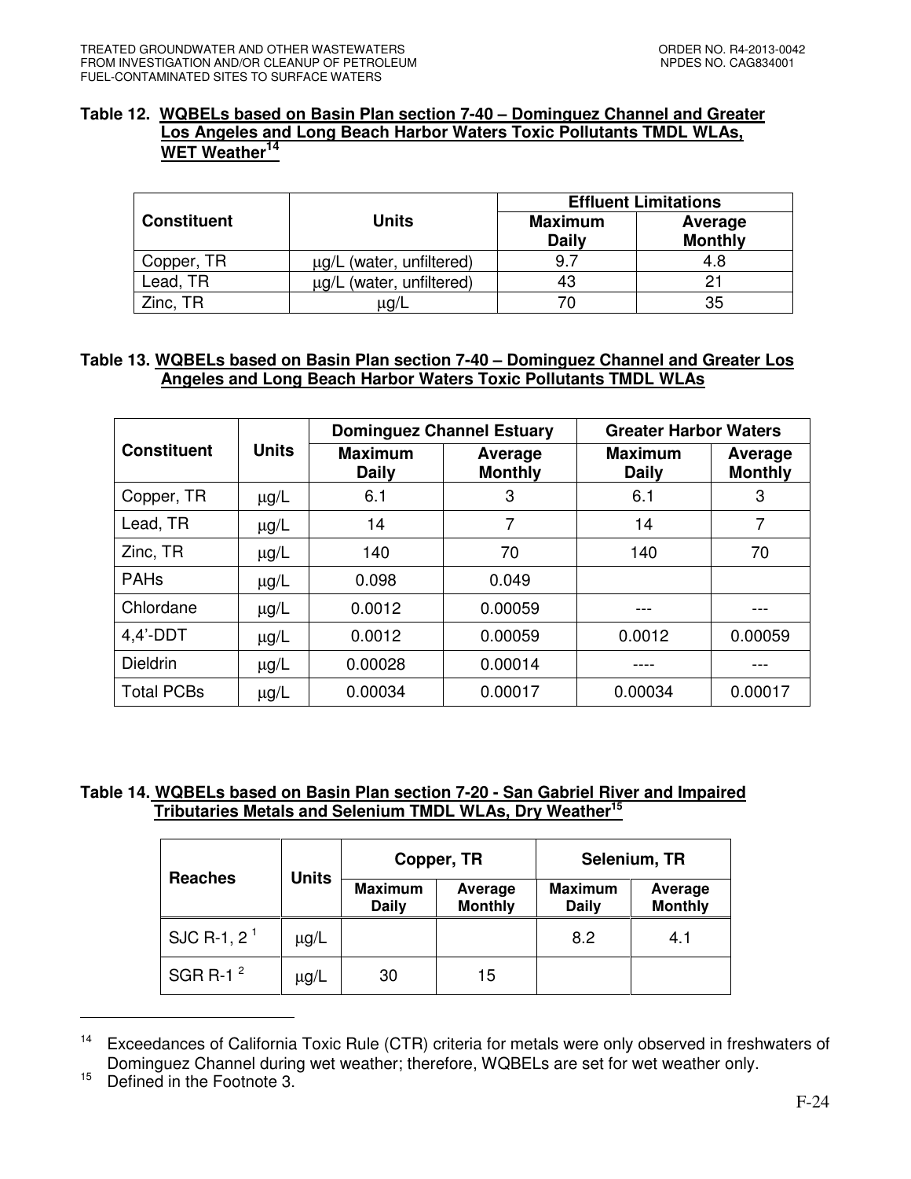**Table 12. WQBELs based on Basin Plan section 7-40 – Dominguez Channel and Greater Los Angeles and Long Beach Harbor Waters Toxic Pollutants TMDL WLAs, WET Weather[14]**

| Constituent | Units | Effluent Limitations | |
|---|---|---|---|
| | | Maximum Daily | Average Monthly |
| Copper, TR | μg/L (water, unfiltered) | 9.7 | 4.8 |
| Lead, TR | μg/L (water, unfiltered) | 43 | 21 |
| Zinc, TR | μg/L | 70 | 35 |

**Table 13. WQBELs based on Basin Plan section 7-40 – Dominguez Channel and Greater Los Angeles and Long Beach Harbor Waters Toxic Pollutants TMDL WLAs**

| Constituent | Units | Dominguez Channel Estuary | | Greater Harbor Waters | |
|---|---|---|---|---|---|
| | | Maximum Daily | Average Monthly | Maximum Daily | Average Monthly |
| Copper, TR | μg/L | 6.1 | 3 | 6.1 | 3 |
| Lead, TR | μg/L | 14 | 7 | 14 | 7 |
| Zinc, TR | μg/L | 140 | 70 | 140 | 70 |
| PAHs | μg/L | 0.098 | 0.049 | | |
| Chlordane | μg/L | 0.0012 | 0.00059 | --- | --- |
| 4,4'-DDT | μg/L | 0.0012 | 0.00059 | 0.0012 | 0.00059 |
| Dieldrin | μg/L | 0.00028 | 0.00014 | ---- | --- |
| Total PCBs | μg/L | 0.00034 | 0.00017 | 0.00034 | 0.00017 |

**Table 14. WQBELs based on Basin Plan section 7-20 - San Gabriel River and Impaired Tributaries Metals and Selenium TMDL WLAs, Dry Weather[15]**

| Reaches | Units | Copper, TR | | Selenium, TR | |
|---|---|---|---|---|---|
| | | Maximum Daily | Average Monthly | Maximum Daily | Average Monthly |
| SJC R-1, 2 [1] | μg/L | | | 8.2 | 4.1 |
| SGR R-1 [2] | μg/L | 30 | 15 | | |

[14] Exceedances of California Toxic Rule (CTR) criteria for metals were only observed in freshwaters of Dominguez Channel during wet weather; therefore, WQBELs are set for wet weather only.

[15] Defined in the Footnote 3.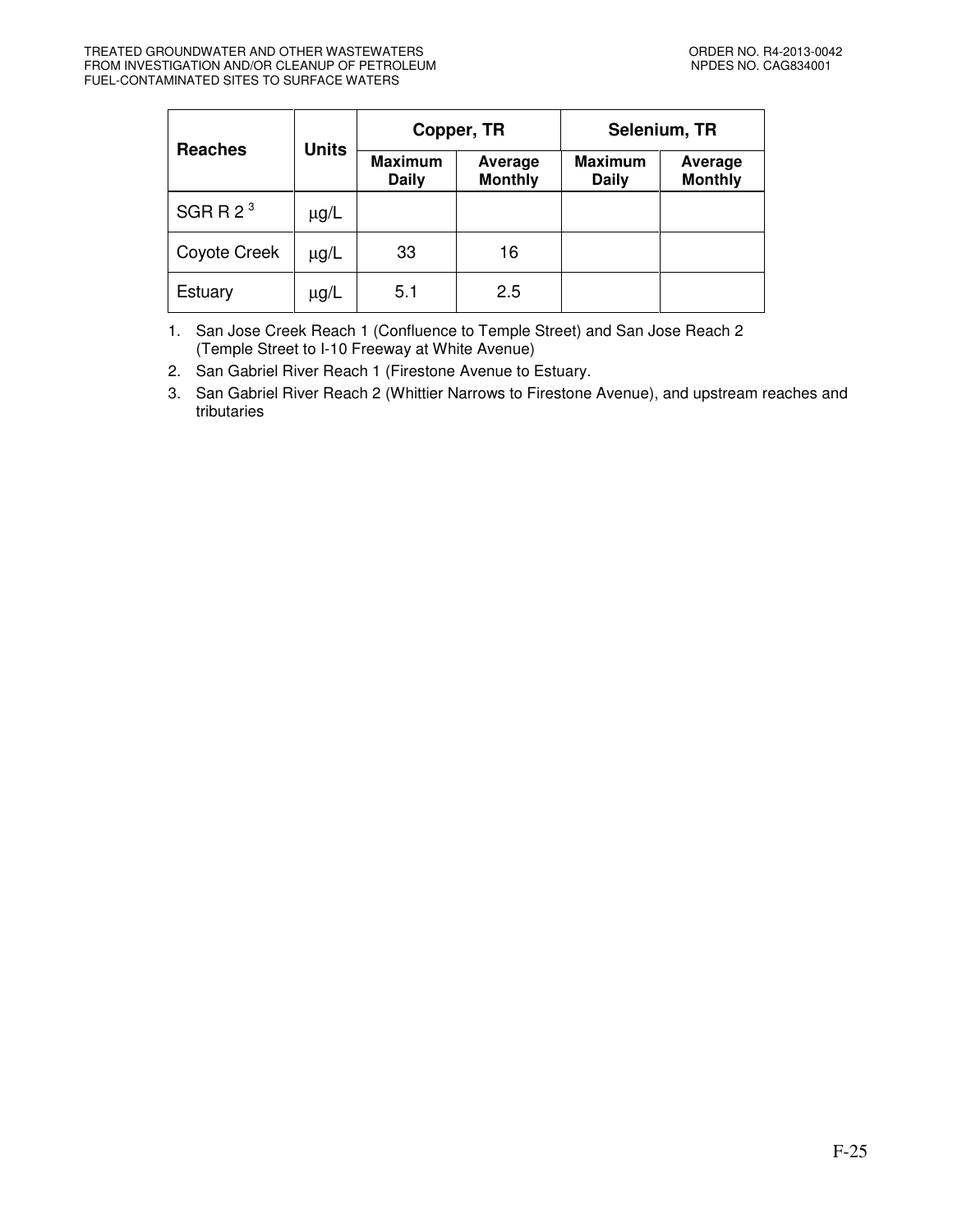| Reaches | Units | Copper, TR | | Selenium, TR | |
|---|---|---|---|---|---|
| | | Maximum Daily | Average Monthly | Maximum Daily | Average Monthly |
| SGR R 2 [3] | µg/L | | | | |
| Coyote Creek | µg/L | 33 | 16 | | |
| Estuary | µg/L | 5.1 | 2.5 | | |

1. San Jose Creek Reach 1 (Confluence to Temple Street) and San Jose Reach 2 (Temple Street to I-10 Freeway at White Avenue)
2. San Gabriel River Reach 1 (Firestone Avenue to Estuary.
3. San Gabriel River Reach 2 (Whittier Narrows to Firestone Avenue), and upstream reaches and tributaries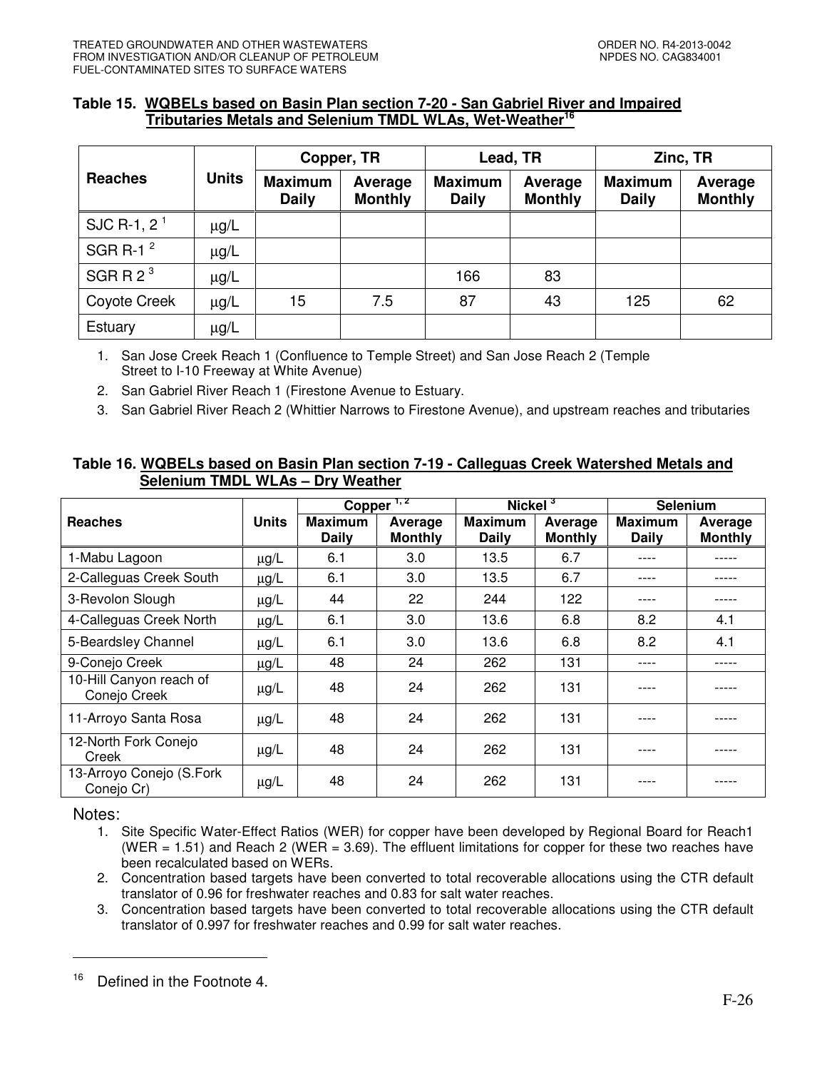**Table 15. WQBELs based on Basin Plan section 7-20 - San Gabriel River and Impaired Tributaries Metals and Selenium TMDL WLAs, Wet-Weather[16]**

| Reaches | Units | Copper, TR | | Lead, TR | | Zinc, TR | |
|---|---|---|---|---|---|---|---|
| | | Maximum Daily | Average Monthly | Maximum Daily | Average Monthly | Maximum Daily | Average Monthly |
| SJC R-1, 2 [1] | μg/L | | | | | | |
| SGR R-1 [2] | μg/L | | | | | | |
| SGR R 2 [3] | μg/L | | | 166 | 83 | | |
| Coyote Creek | μg/L | 15 | 7.5 | 87 | 43 | 125 | 62 |
| Estuary | μg/L | | | | | | |

1. San Jose Creek Reach 1 (Confluence to Temple Street) and San Jose Reach 2 (Temple Street to I-10 Freeway at White Avenue)
2. San Gabriel River Reach 1 (Firestone Avenue to Estuary.
3. San Gabriel River Reach 2 (Whittier Narrows to Firestone Avenue), and upstream reaches and tributaries

**Table 16. WQBELs based on Basin Plan section 7-19 - Calleguas Creek Watershed Metals and Selenium TMDL WLAs – Dry Weather**

| Reaches | Units | Copper [1, 2] | | Nickel [3] | | Selenium | |
|---|---|---|---|---|---|---|---|
| | | Maximum Daily | Average Monthly | Maximum Daily | Average Monthly | Maximum Daily | Average Monthly |
| 1-Mabu Lagoon | μg/L | 6.1 | 3.0 | 13.5 | 6.7 | ---- | ----- |
| 2-Calleguas Creek South | μg/L | 6.1 | 3.0 | 13.5 | 6.7 | ---- | ----- |
| 3-Revolon Slough | μg/L | 44 | 22 | 244 | 122 | ---- | ----- |
| 4-Calleguas Creek North | μg/L | 6.1 | 3.0 | 13.6 | 6.8 | 8.2 | 4.1 |
| 5-Beardsley Channel | μg/L | 6.1 | 3.0 | 13.6 | 6.8 | 8.2 | 4.1 |
| 9-Conejo Creek | μg/L | 48 | 24 | 262 | 131 | ---- | ----- |
| 10-Hill Canyon reach of Conejo Creek | μg/L | 48 | 24 | 262 | 131 | ---- | ----- |
| 11-Arroyo Santa Rosa | μg/L | 48 | 24 | 262 | 131 | ---- | ----- |
| 12-North Fork Conejo Creek | μg/L | 48 | 24 | 262 | 131 | ---- | ----- |
| 13-Arroyo Conejo (S.Fork Conejo Cr) | μg/L | 48 | 24 | 262 | 131 | ---- | ----- |

Notes:

1. Site Specific Water-Effect Ratios (WER) for copper have been developed by Regional Board for Reach1 (WER = 1.51) and Reach 2 (WER = 3.69). The effluent limitations for copper for these two reaches have been recalculated based on WERs.
2. Concentration based targets have been converted to total recoverable allocations using the CTR default translator of 0.96 for freshwater reaches and 0.83 for salt water reaches.
3. Concentration based targets have been converted to total recoverable allocations using the CTR default translator of 0.997 for freshwater reaches and 0.99 for salt water reaches.

[16] Defined in the Footnote 4.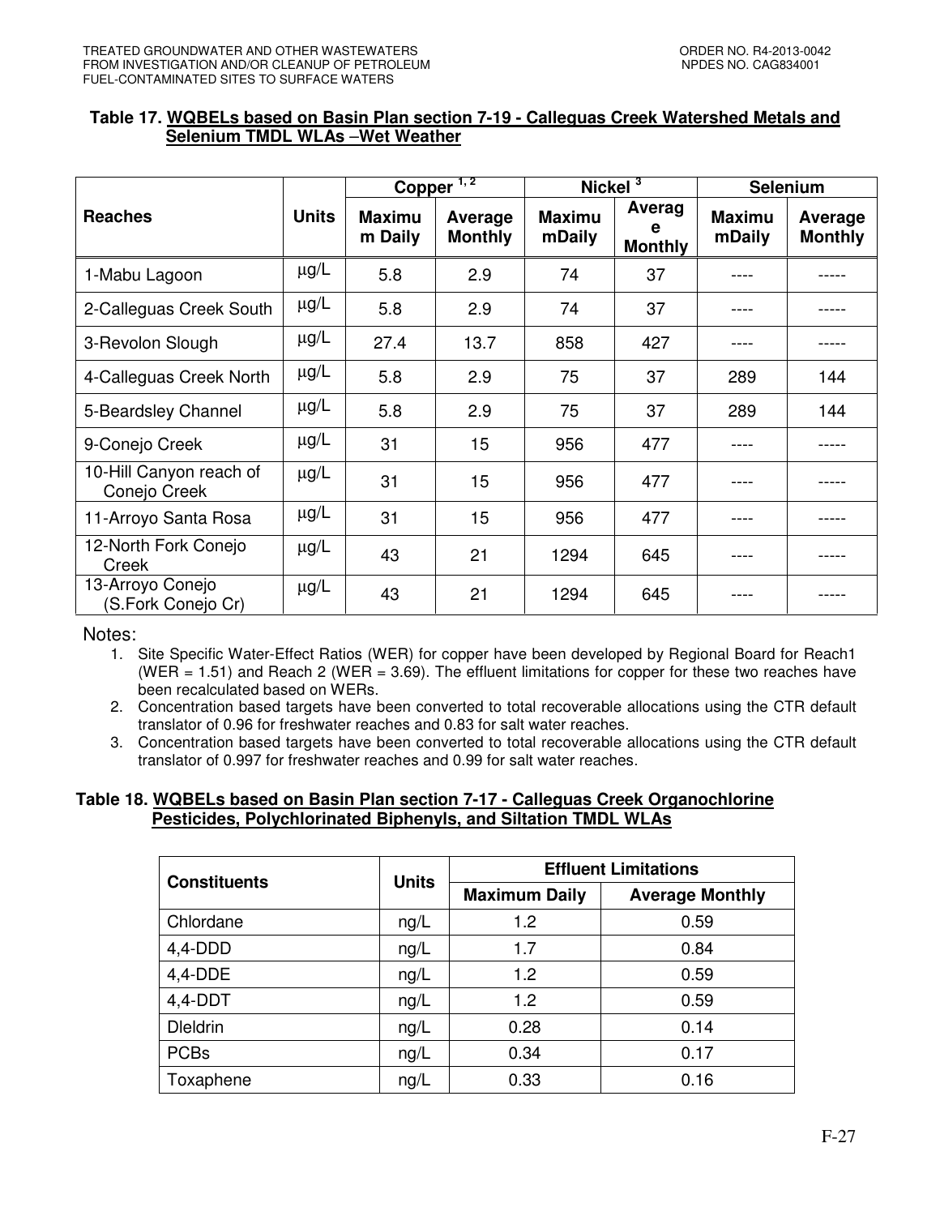**Table 17. WQBELs based on Basin Plan section 7-19 - Calleguas Creek Watershed Metals and Selenium TMDL WLAs –Wet Weather**

| Reaches | Units | Copper [1, 2] | | Nickel [3] | | Selenium | |
|---|---|---|---|---|---|---|---|
| | | Maximum Daily | Average Monthly | Maximum Daily | Average Monthly | Maximum Daily | Average Monthly |
| 1-Mabu Lagoon | µg/L | 5.8 | 2.9 | 74 | 37 | ---- | ----- |
| 2-Calleguas Creek South | µg/L | 5.8 | 2.9 | 74 | 37 | ---- | ----- |
| 3-Revolon Slough | µg/L | 27.4 | 13.7 | 858 | 427 | ---- | ----- |
| 4-Calleguas Creek North | µg/L | 5.8 | 2.9 | 75 | 37 | 289 | 144 |
| 5-Beardsley Channel | µg/L | 5.8 | 2.9 | 75 | 37 | 289 | 144 |
| 9-Conejo Creek | µg/L | 31 | 15 | 956 | 477 | ---- | ----- |
| 10-Hill Canyon reach of Conejo Creek | µg/L | 31 | 15 | 956 | 477 | ---- | ----- |
| 11-Arroyo Santa Rosa | µg/L | 31 | 15 | 956 | 477 | ---- | ----- |
| 12-North Fork Conejo Creek | µg/L | 43 | 21 | 1294 | 645 | ---- | ----- |
| 13-Arroyo Conejo (S.Fork Conejo Cr) | µg/L | 43 | 21 | 1294 | 645 | ---- | ----- |

Notes:

1. Site Specific Water-Effect Ratios (WER) for copper have been developed by Regional Board for Reach1 (WER = 1.51) and Reach 2 (WER = 3.69). The effluent limitations for copper for these two reaches have been recalculated based on WERs.
2. Concentration based targets have been converted to total recoverable allocations using the CTR default translator of 0.96 for freshwater reaches and 0.83 for salt water reaches.
3. Concentration based targets have been converted to total recoverable allocations using the CTR default translator of 0.997 for freshwater reaches and 0.99 for salt water reaches.

**Table 18. WQBELs based on Basin Plan section 7-17 - Calleguas Creek Organochlorine Pesticides, Polychlorinated Biphenyls, and Siltation TMDL WLAs**

| Constituents | Units | Effluent Limitations | |
|---|---|---|---|
| | | Maximum Daily | Average Monthly |
| Chlordane | ng/L | 1.2 | 0.59 |
| 4,4-DDD | ng/L | 1.7 | 0.84 |
| 4,4-DDE | ng/L | 1.2 | 0.59 |
| 4,4-DDT | ng/L | 1.2 | 0.59 |
| DIeldrin | ng/L | 0.28 | 0.14 |
| PCBs | ng/L | 0.34 | 0.17 |
| Toxaphene | ng/L | 0.33 | 0.16 |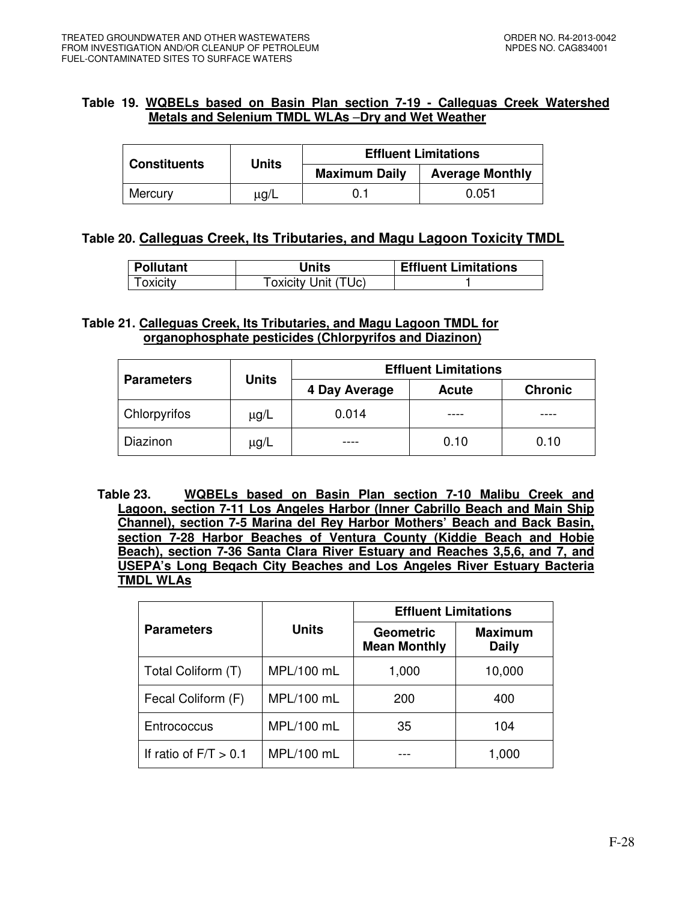**Table 19. WQBELs based on Basin Plan section 7-19 - Calleguas Creek Watershed Metals and Selenium TMDL WLAs –Dry and Wet Weather**

| Constituents | Units | Effluent Limitations | |
|---|---|---|---|
| | | Maximum Daily | Average Monthly |
| Mercury | µg/L | 0.1 | 0.051 |

**Table 20. Calleguas Creek, Its Tributaries, and Magu Lagoon Toxicity TMDL**

| Pollutant | Units | Effluent Limitations |
|---|---|---|
| Toxicity | Toxicity Unit (TUc) | 1 |

**Table 21. Calleguas Creek, Its Tributaries, and Magu Lagoon TMDL for organophosphate pesticides (Chlorpyrifos and Diazinon)**

| Parameters | Units | Effluent Limitations | | |
|---|---|---|---|---|
| | | 4 Day Average | Acute | Chronic |
| Chlorpyrifos | µg/L | 0.014 | ---- | ---- |
| Diazinon | µg/L | ---- | 0.10 | 0.10 |

**Table 23. WQBELs based on Basin Plan section 7-10 Malibu Creek and Lagoon, section 7-11 Los Angeles Harbor (Inner Cabrillo Beach and Main Ship Channel), section 7-5 Marina del Rey Harbor Mothers' Beach and Back Basin, section 7-28 Harbor Beaches of Ventura County (Kiddie Beach and Hobie Beach), section 7-36 Santa Clara River Estuary and Reaches 3,5,6, and 7, and USEPA's Long Beqach City Beaches and Los Angeles River Estuary Bacteria TMDL WLAs**

| Parameters | Units | Effluent Limitations | |
|---|---|---|---|
| | | Geometric Mean Monthly | Maximum Daily |
| Total Coliform (T) | MPL/100 mL | 1,000 | 10,000 |
| Fecal Coliform (F) | MPL/100 mL | 200 | 400 |
| Entrococcus | MPL/100 mL | 35 | 104 |
| If ratio of F/T > 0.1 | MPL/100 mL | --- | 1,000 |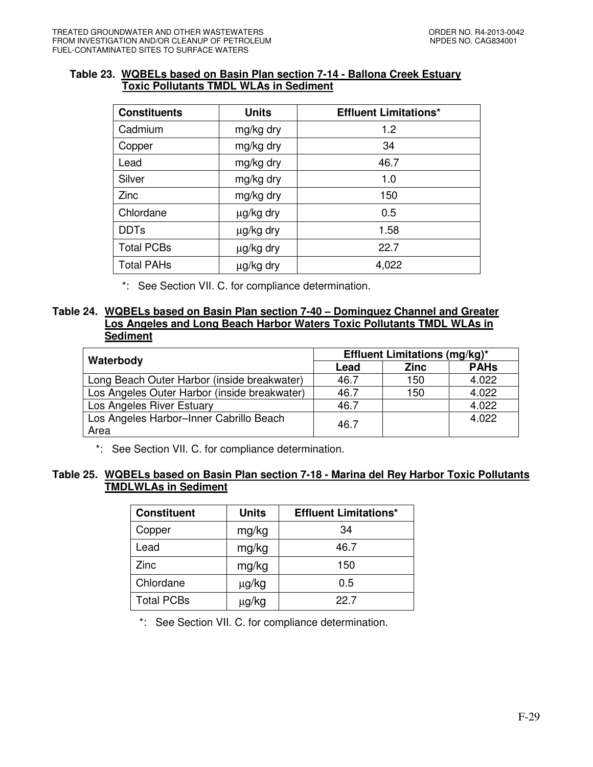**Table 23. WQBELs based on Basin Plan section 7-14 - Ballona Creek Estuary Toxic Pollutants TMDL WLAs in Sediment**

| Constituents | Units | Effluent Limitations* |
|---|---|---|
| Cadmium | mg/kg dry | 1.2 |
| Copper | mg/kg dry | 34 |
| Lead | mg/kg dry | 46.7 |
| Silver | mg/kg dry | 1.0 |
| Zinc | mg/kg dry | 150 |
| Chlordane | μg/kg dry | 0.5 |
| DDTs | μg/kg dry | 1.58 |
| Total PCBs | μg/kg dry | 22.7 |
| Total PAHs | μg/kg dry | 4,022 |

*: See Section VII. C. for compliance determination.

**Table 24. WQBELs based on Basin Plan section 7-40 – Dominguez Channel and Greater Los Angeles and Long Beach Harbor Waters Toxic Pollutants TMDL WLAs in Sediment**

| Waterbody | Effluent Limitations (mg/kg)* | | |
|---|---|---|---|
| | Lead | Zinc | PAHs |
| Long Beach Outer Harbor (inside breakwater) | 46.7 | 150 | 4.022 |
| Los Angeles Outer Harbor (inside breakwater) | 46.7 | 150 | 4.022 |
| Los Angeles River Estuary | 46.7 | | 4.022 |
| Los Angeles Harbor–Inner Cabrillo Beach Area | 46.7 | | 4.022 |

*: See Section VII. C. for compliance determination.

**Table 25. WQBELs based on Basin Plan section 7-18 - Marina del Rey Harbor Toxic Pollutants TMDLWLAs in Sediment**

| Constituent | Units | Effluent Limitations* |
|---|---|---|
| Copper | mg/kg | 34 |
| Lead | mg/kg | 46.7 |
| Zinc | mg/kg | 150 |
| Chlordane | μg/kg | 0.5 |
| Total PCBs | μg/kg | 22.7 |

*: See Section VII. C. for compliance determination.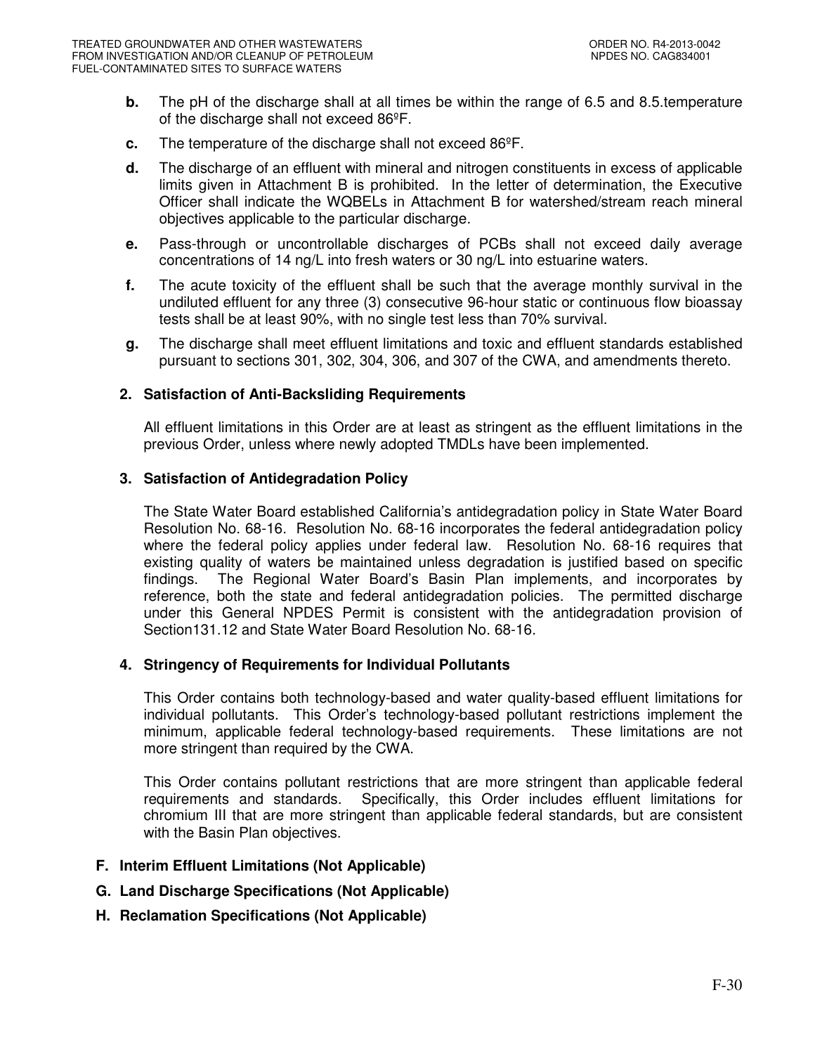**b.** The pH of the discharge shall at all times be within the range of 6.5 and 8.5.temperature of the discharge shall not exceed 86ºF.

**c.** The temperature of the discharge shall not exceed 86ºF.

**d.** The discharge of an effluent with mineral and nitrogen constituents in excess of applicable limits given in Attachment B is prohibited. In the letter of determination, the Executive Officer shall indicate the WQBELs in Attachment B for watershed/stream reach mineral objectives applicable to the particular discharge.

**e.** Pass-through or uncontrollable discharges of PCBs shall not exceed daily average concentrations of 14 ng/L into fresh waters or 30 ng/L into estuarine waters.

**f.** The acute toxicity of the effluent shall be such that the average monthly survival in the undiluted effluent for any three (3) consecutive 96-hour static or continuous flow bioassay tests shall be at least 90%, with no single test less than 70% survival.

**g.** The discharge shall meet effluent limitations and toxic and effluent standards established pursuant to sections 301, 302, 304, 306, and 307 of the CWA, and amendments thereto.

### 2. Satisfaction of Anti-Backsliding Requirements

All effluent limitations in this Order are at least as stringent as the effluent limitations in the previous Order, unless where newly adopted TMDLs have been implemented.

### 3. Satisfaction of Antidegradation Policy

The State Water Board established California's antidegradation policy in State Water Board Resolution No. 68-16. Resolution No. 68-16 incorporates the federal antidegradation policy where the federal policy applies under federal law. Resolution No. 68-16 requires that existing quality of waters be maintained unless degradation is justified based on specific findings. The Regional Water Board's Basin Plan implements, and incorporates by reference, both the state and federal antidegradation policies. The permitted discharge under this General NPDES Permit is consistent with the antidegradation provision of Section131.12 and State Water Board Resolution No. 68-16.

### 4. Stringency of Requirements for Individual Pollutants

This Order contains both technology-based and water quality-based effluent limitations for individual pollutants. This Order's technology-based pollutant restrictions implement the minimum, applicable federal technology-based requirements. These limitations are not more stringent than required by the CWA.

This Order contains pollutant restrictions that are more stringent than applicable federal requirements and standards. Specifically, this Order includes effluent limitations for chromium III that are more stringent than applicable federal standards, but are consistent with the Basin Plan objectives.

## F. Interim Effluent Limitations (Not Applicable)

## G. Land Discharge Specifications (Not Applicable)

## H. Reclamation Specifications (Not Applicable)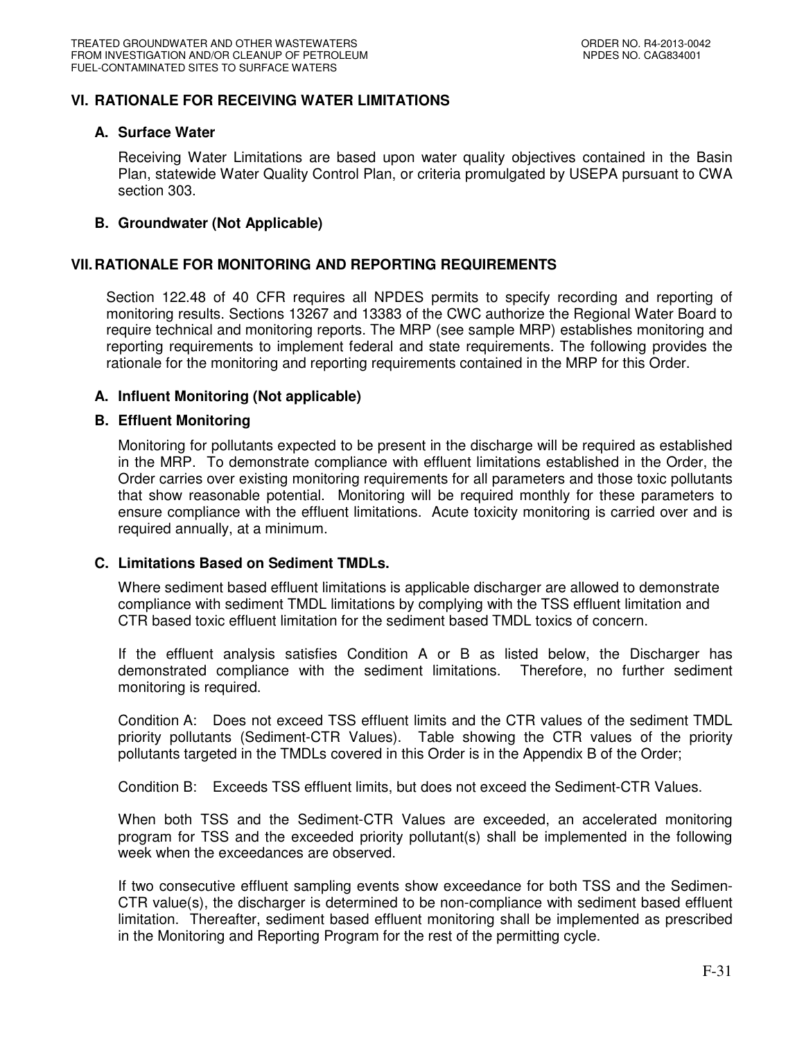## VI. RATIONALE FOR RECEIVING WATER LIMITATIONS

### A. Surface Water

Receiving Water Limitations are based upon water quality objectives contained in the Basin Plan, statewide Water Quality Control Plan, or criteria promulgated by USEPA pursuant to CWA section 303.

### B. Groundwater (Not Applicable)

## VII. RATIONALE FOR MONITORING AND REPORTING REQUIREMENTS

Section 122.48 of 40 CFR requires all NPDES permits to specify recording and reporting of monitoring results. Sections 13267 and 13383 of the CWC authorize the Regional Water Board to require technical and monitoring reports. The MRP (see sample MRP) establishes monitoring and reporting requirements to implement federal and state requirements. The following provides the rationale for the monitoring and reporting requirements contained in the MRP for this Order.

### A. Influent Monitoring (Not applicable)

### B. Effluent Monitoring

Monitoring for pollutants expected to be present in the discharge will be required as established in the MRP. To demonstrate compliance with effluent limitations established in the Order, the Order carries over existing monitoring requirements for all parameters and those toxic pollutants that show reasonable potential. Monitoring will be required monthly for these parameters to ensure compliance with the effluent limitations. Acute toxicity monitoring is carried over and is required annually, at a minimum.

### C. Limitations Based on Sediment TMDLs.

Where sediment based effluent limitations is applicable discharger are allowed to demonstrate compliance with sediment TMDL limitations by complying with the TSS effluent limitation and CTR based toxic effluent limitation for the sediment based TMDL toxics of concern.

If the effluent analysis satisfies Condition A or B as listed below, the Discharger has demonstrated compliance with the sediment limitations. Therefore, no further sediment monitoring is required.

Condition A: Does not exceed TSS effluent limits and the CTR values of the sediment TMDL priority pollutants (Sediment-CTR Values). Table showing the CTR values of the priority pollutants targeted in the TMDLs covered in this Order is in the Appendix B of the Order;

Condition B: Exceeds TSS effluent limits, but does not exceed the Sediment-CTR Values.

When both TSS and the Sediment-CTR Values are exceeded, an accelerated monitoring program for TSS and the exceeded priority pollutant(s) shall be implemented in the following week when the exceedances are observed.

If two consecutive effluent sampling events show exceedance for both TSS and the Sedimen-CTR value(s), the discharger is determined to be non-compliance with sediment based effluent limitation. Thereafter, sediment based effluent monitoring shall be implemented as prescribed in the Monitoring and Reporting Program for the rest of the permitting cycle.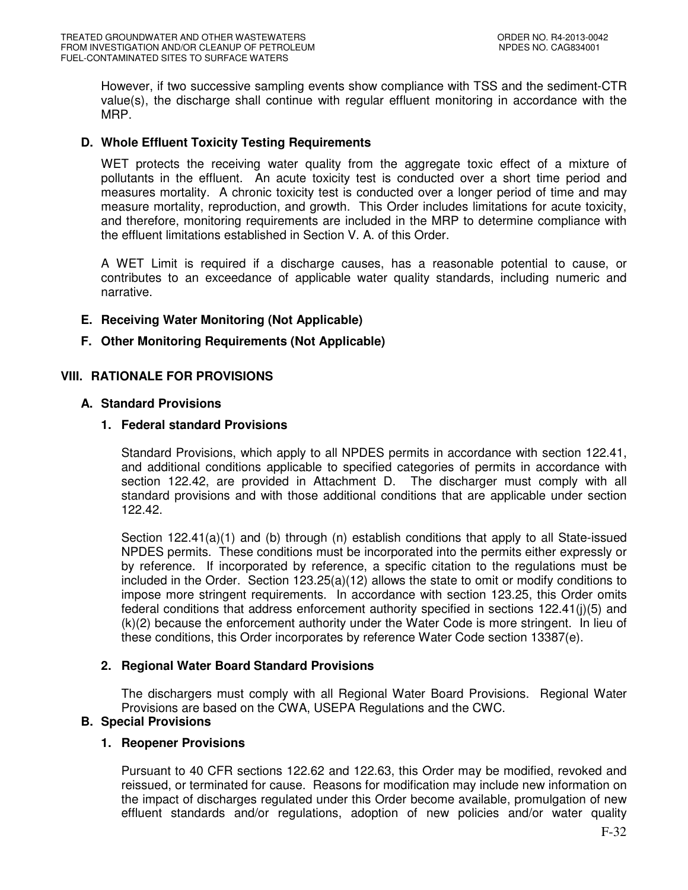However, if two successive sampling events show compliance with TSS and the sediment-CTR value(s), the discharge shall continue with regular effluent monitoring in accordance with the MRP.

### D. Whole Effluent Toxicity Testing Requirements

WET protects the receiving water quality from the aggregate toxic effect of a mixture of pollutants in the effluent. An acute toxicity test is conducted over a short time period and measures mortality. A chronic toxicity test is conducted over a longer period of time and may measure mortality, reproduction, and growth. This Order includes limitations for acute toxicity, and therefore, monitoring requirements are included in the MRP to determine compliance with the effluent limitations established in Section V. A. of this Order.

A WET Limit is required if a discharge causes, has a reasonable potential to cause, or contributes to an exceedance of applicable water quality standards, including numeric and narrative.

### E. Receiving Water Monitoring (Not Applicable)

### F. Other Monitoring Requirements (Not Applicable)

## VIII. RATIONALE FOR PROVISIONS

### A. Standard Provisions

#### 1. Federal standard Provisions

Standard Provisions, which apply to all NPDES permits in accordance with section 122.41, and additional conditions applicable to specified categories of permits in accordance with section 122.42, are provided in Attachment D. The discharger must comply with all standard provisions and with those additional conditions that are applicable under section 122.42.

Section 122.41(a)(1) and (b) through (n) establish conditions that apply to all State-issued NPDES permits. These conditions must be incorporated into the permits either expressly or by reference. If incorporated by reference, a specific citation to the regulations must be included in the Order. Section 123.25(a)(12) allows the state to omit or modify conditions to impose more stringent requirements. In accordance with section 123.25, this Order omits federal conditions that address enforcement authority specified in sections 122.41(j)(5) and (k)(2) because the enforcement authority under the Water Code is more stringent. In lieu of these conditions, this Order incorporates by reference Water Code section 13387(e).

#### 2. Regional Water Board Standard Provisions

The dischargers must comply with all Regional Water Board Provisions. Regional Water Provisions are based on the CWA, USEPA Regulations and the CWC.

### B. Special Provisions

#### 1. Reopener Provisions

Pursuant to 40 CFR sections 122.62 and 122.63, this Order may be modified, revoked and reissued, or terminated for cause. Reasons for modification may include new information on the impact of discharges regulated under this Order become available, promulgation of new effluent standards and/or regulations, adoption of new policies and/or water quality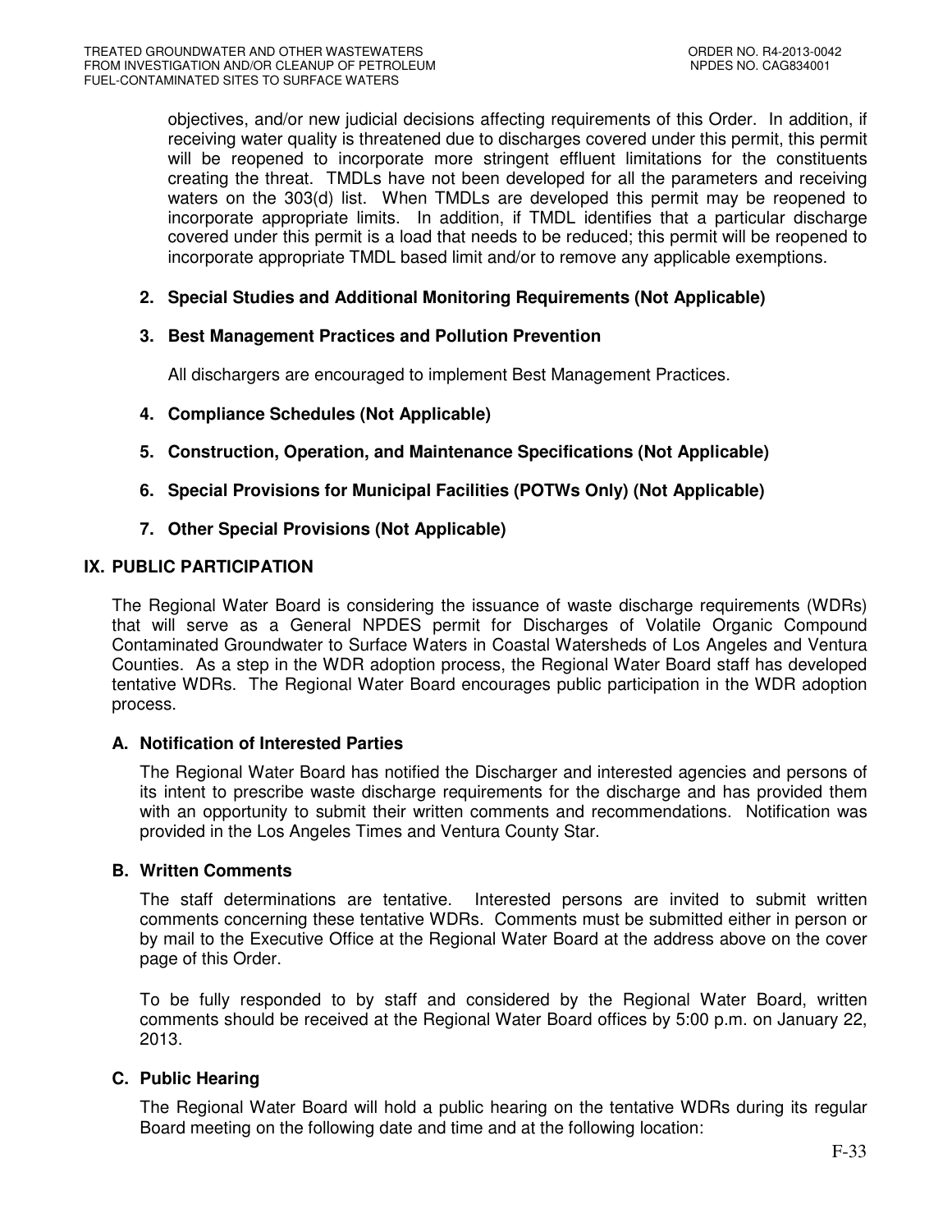objectives, and/or new judicial decisions affecting requirements of this Order. In addition, if receiving water quality is threatened due to discharges covered under this permit, this permit will be reopened to incorporate more stringent effluent limitations for the constituents creating the threat. TMDLs have not been developed for all the parameters and receiving waters on the 303(d) list. When TMDLs are developed this permit may be reopened to incorporate appropriate limits. In addition, if TMDL identifies that a particular discharge covered under this permit is a load that needs to be reduced; this permit will be reopened to incorporate appropriate TMDL based limit and/or to remove any applicable exemptions.

**2. Special Studies and Additional Monitoring Requirements (Not Applicable)**

**3. Best Management Practices and Pollution Prevention**

All dischargers are encouraged to implement Best Management Practices.

**4. Compliance Schedules (Not Applicable)**

**5. Construction, Operation, and Maintenance Specifications (Not Applicable)**

**6. Special Provisions for Municipal Facilities (POTWs Only) (Not Applicable)**

**7. Other Special Provisions (Not Applicable)**

## IX. PUBLIC PARTICIPATION

The Regional Water Board is considering the issuance of waste discharge requirements (WDRs) that will serve as a General NPDES permit for Discharges of Volatile Organic Compound Contaminated Groundwater to Surface Waters in Coastal Watersheds of Los Angeles and Ventura Counties. As a step in the WDR adoption process, the Regional Water Board staff has developed tentative WDRs. The Regional Water Board encourages public participation in the WDR adoption process.

### A. Notification of Interested Parties

The Regional Water Board has notified the Discharger and interested agencies and persons of its intent to prescribe waste discharge requirements for the discharge and has provided them with an opportunity to submit their written comments and recommendations. Notification was provided in the Los Angeles Times and Ventura County Star.

### B. Written Comments

The staff determinations are tentative. Interested persons are invited to submit written comments concerning these tentative WDRs. Comments must be submitted either in person or by mail to the Executive Office at the Regional Water Board at the address above on the cover page of this Order.

To be fully responded to by staff and considered by the Regional Water Board, written comments should be received at the Regional Water Board offices by 5:00 p.m. on January 22, 2013.

### C. Public Hearing

The Regional Water Board will hold a public hearing on the tentative WDRs during its regular Board meeting on the following date and time and at the following location: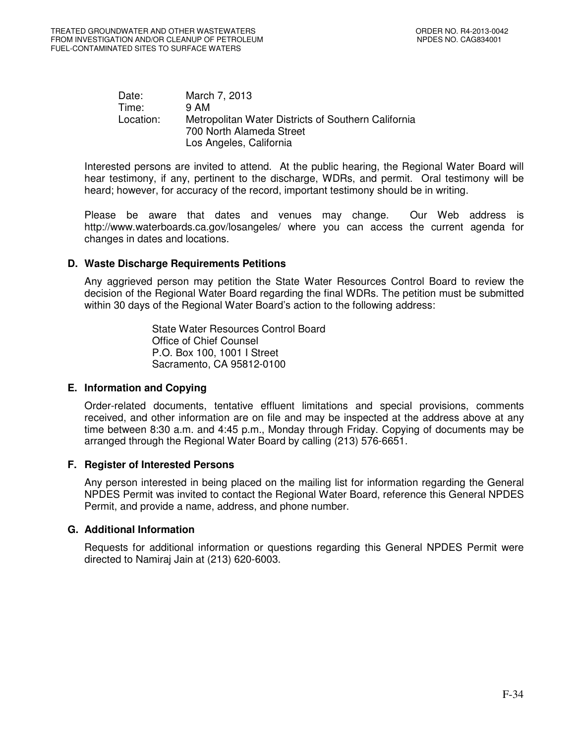Date: March 7, 2013
Time: 9 AM
Location: Metropolitan Water Districts of Southern California
700 North Alameda Street
Los Angeles, California

Interested persons are invited to attend. At the public hearing, the Regional Water Board will hear testimony, if any, pertinent to the discharge, WDRs, and permit. Oral testimony will be heard; however, for accuracy of the record, important testimony should be in writing.

Please be aware that dates and venues may change. Our Web address is http://www.waterboards.ca.gov/losangeles/ where you can access the current agenda for changes in dates and locations.

### D. Waste Discharge Requirements Petitions

Any aggrieved person may petition the State Water Resources Control Board to review the decision of the Regional Water Board regarding the final WDRs. The petition must be submitted within 30 days of the Regional Water Board's action to the following address:

State Water Resources Control Board
Office of Chief Counsel
P.O. Box 100, 1001 I Street
Sacramento, CA 95812-0100

### E. Information and Copying

Order-related documents, tentative effluent limitations and special provisions, comments received, and other information are on file and may be inspected at the address above at any time between 8:30 a.m. and 4:45 p.m., Monday through Friday. Copying of documents may be arranged through the Regional Water Board by calling (213) 576-6651.

### F. Register of Interested Persons

Any person interested in being placed on the mailing list for information regarding the General NPDES Permit was invited to contact the Regional Water Board, reference this General NPDES Permit, and provide a name, address, and phone number.

### G. Additional Information

Requests for additional information or questions regarding this General NPDES Permit were directed to Namiraj Jain at (213) 620-6003.